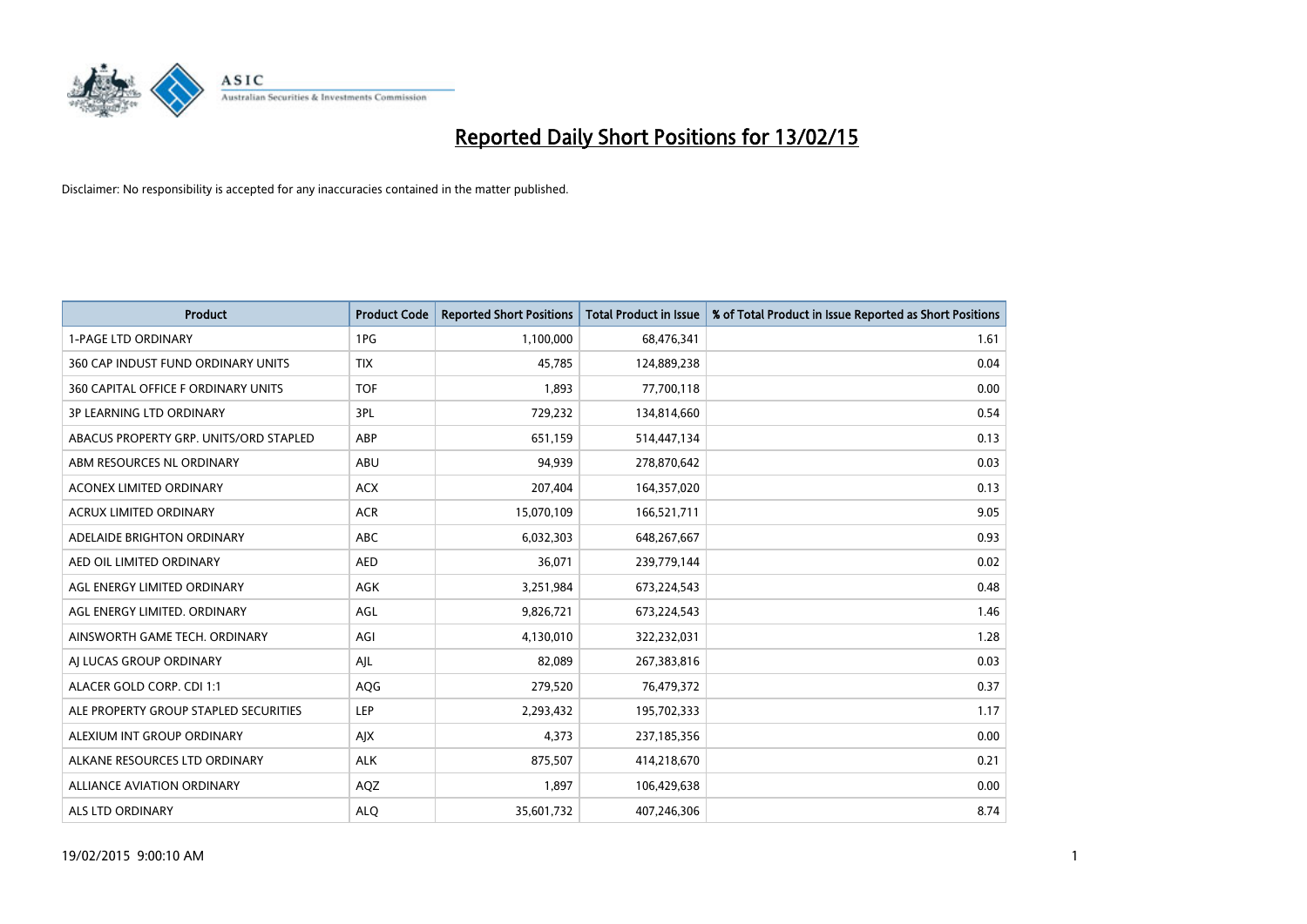# Reported Daily Short Positions for 13/02/15

Disclaimer: No responsibility is accepted for any inaccuracies contained in the matter published.

| Product | Product Code | Reported Short Positions | Total Product in Issue | % of Total Product in Issue Reported as Short Positions |
|---|---|---|---|---|
| 1-PAGE LTD ORDINARY | 1PG | 1,100,000 | 68,476,341 | 1.61 |
| 360 CAP INDUST FUND ORDINARY UNITS | TIX | 45,785 | 124,889,238 | 0.04 |
| 360 CAPITAL OFFICE F ORDINARY UNITS | TOF | 1,893 | 77,700,118 | 0.00 |
| 3P LEARNING LTD ORDINARY | 3PL | 729,232 | 134,814,660 | 0.54 |
| ABACUS PROPERTY GRP. UNITS/ORD STAPLED | ABP | 651,159 | 514,447,134 | 0.13 |
| ABM RESOURCES NL ORDINARY | ABU | 94,939 | 278,870,642 | 0.03 |
| ACONEX LIMITED ORDINARY | ACX | 207,404 | 164,357,020 | 0.13 |
| ACRUX LIMITED ORDINARY | ACR | 15,070,109 | 166,521,711 | 9.05 |
| ADELAIDE BRIGHTON ORDINARY | ABC | 6,032,303 | 648,267,667 | 0.93 |
| AED OIL LIMITED ORDINARY | AED | 36,071 | 239,779,144 | 0.02 |
| AGL ENERGY LIMITED ORDINARY | AGK | 3,251,984 | 673,224,543 | 0.48 |
| AGL ENERGY LIMITED. ORDINARY | AGL | 9,826,721 | 673,224,543 | 1.46 |
| AINSWORTH GAME TECH. ORDINARY | AGI | 4,130,010 | 322,232,031 | 1.28 |
| AJ LUCAS GROUP ORDINARY | AJL | 82,089 | 267,383,816 | 0.03 |
| ALACER GOLD CORP. CDI 1:1 | AQG | 279,520 | 76,479,372 | 0.37 |
| ALE PROPERTY GROUP STAPLED SECURITIES | LEP | 2,293,432 | 195,702,333 | 1.17 |
| ALEXIUM INT GROUP ORDINARY | AJX | 4,373 | 237,185,356 | 0.00 |
| ALKANE RESOURCES LTD ORDINARY | ALK | 875,507 | 414,218,670 | 0.21 |
| ALLIANCE AVIATION ORDINARY | AQZ | 1,897 | 106,429,638 | 0.00 |
| ALS LTD ORDINARY | ALQ | 35,601,732 | 407,246,306 | 8.74 |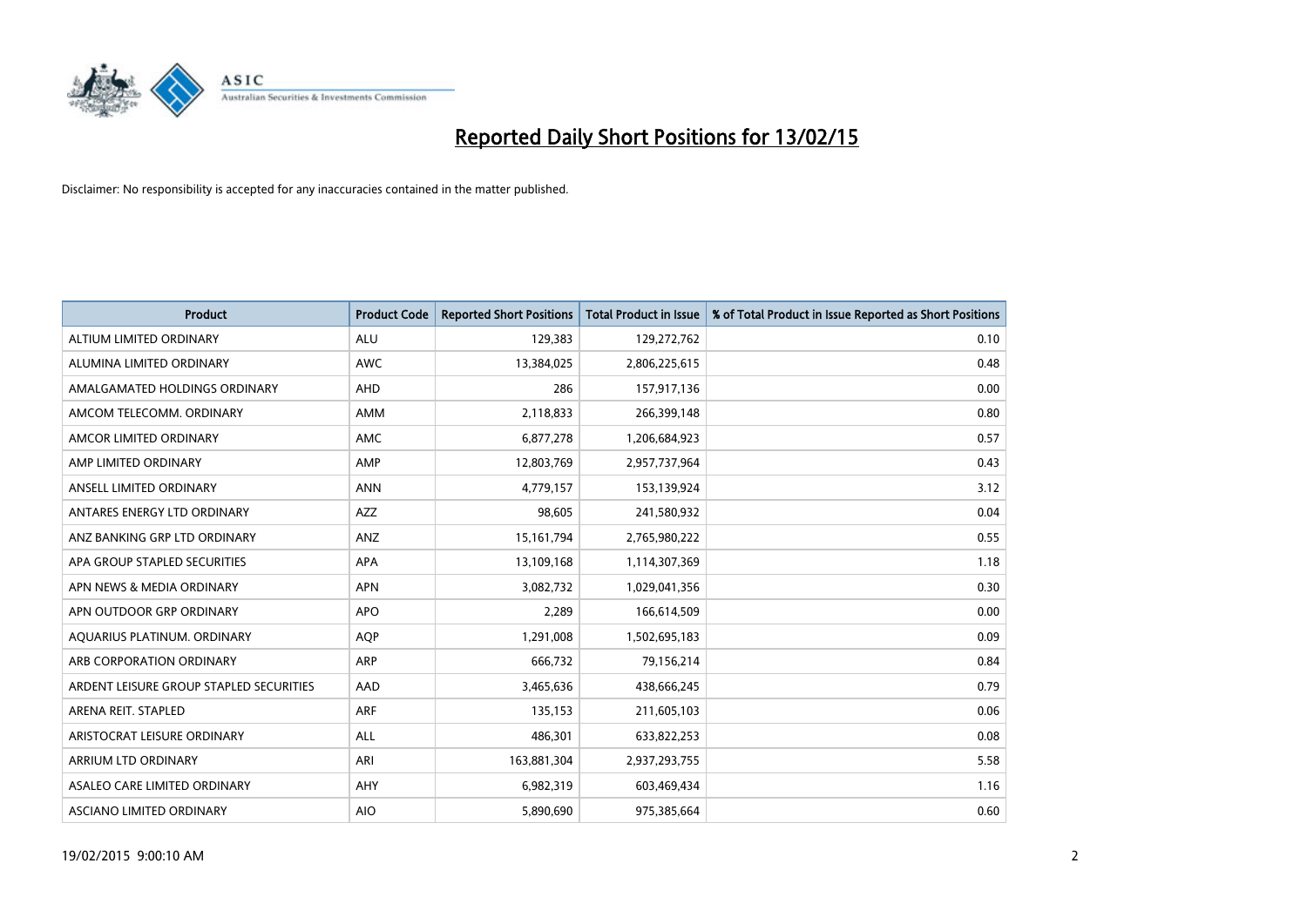# Reported Daily Short Positions for 13/02/15

Disclaimer: No responsibility is accepted for any inaccuracies contained in the matter published.

| Product | Product Code | Reported Short Positions | Total Product in Issue | % of Total Product in Issue Reported as Short Positions |
|---|---|---|---|---|
| ALTIUM LIMITED ORDINARY | ALU | 129,383 | 129,272,762 | 0.10 |
| ALUMINA LIMITED ORDINARY | AWC | 13,384,025 | 2,806,225,615 | 0.48 |
| AMALGAMATED HOLDINGS ORDINARY | AHD | 286 | 157,917,136 | 0.00 |
| AMCOM TELECOMM. ORDINARY | AMM | 2,118,833 | 266,399,148 | 0.80 |
| AMCOR LIMITED ORDINARY | AMC | 6,877,278 | 1,206,684,923 | 0.57 |
| AMP LIMITED ORDINARY | AMP | 12,803,769 | 2,957,737,964 | 0.43 |
| ANSELL LIMITED ORDINARY | ANN | 4,779,157 | 153,139,924 | 3.12 |
| ANTARES ENERGY LTD ORDINARY | AZZ | 98,605 | 241,580,932 | 0.04 |
| ANZ BANKING GRP LTD ORDINARY | ANZ | 15,161,794 | 2,765,980,222 | 0.55 |
| APA GROUP STAPLED SECURITIES | APA | 13,109,168 | 1,114,307,369 | 1.18 |
| APN NEWS & MEDIA ORDINARY | APN | 3,082,732 | 1,029,041,356 | 0.30 |
| APN OUTDOOR GRP ORDINARY | APO | 2,289 | 166,614,509 | 0.00 |
| AQUARIUS PLATINUM. ORDINARY | AQP | 1,291,008 | 1,502,695,183 | 0.09 |
| ARB CORPORATION ORDINARY | ARP | 666,732 | 79,156,214 | 0.84 |
| ARDENT LEISURE GROUP STAPLED SECURITIES | AAD | 3,465,636 | 438,666,245 | 0.79 |
| ARENA REIT. STAPLED | ARF | 135,153 | 211,605,103 | 0.06 |
| ARISTOCRAT LEISURE ORDINARY | ALL | 486,301 | 633,822,253 | 0.08 |
| ARRIUM LTD ORDINARY | ARI | 163,881,304 | 2,937,293,755 | 5.58 |
| ASALEO CARE LIMITED ORDINARY | AHY | 6,982,319 | 603,469,434 | 1.16 |
| ASCIANO LIMITED ORDINARY | AIO | 5,890,690 | 975,385,664 | 0.60 |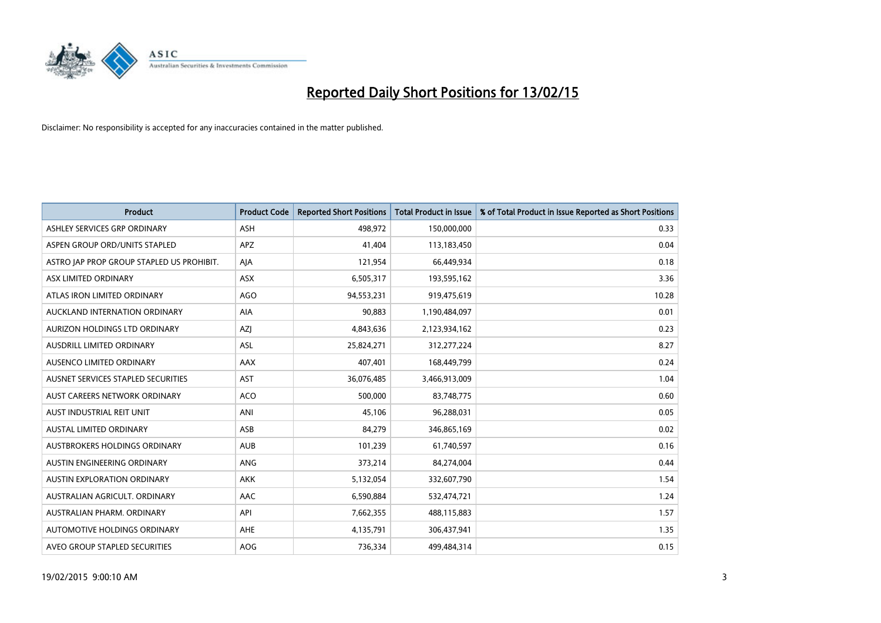# Reported Daily Short Positions for 13/02/15

Disclaimer: No responsibility is accepted for any inaccuracies contained in the matter published.

| Product | Product Code | Reported Short Positions | Total Product in Issue | % of Total Product in Issue Reported as Short Positions |
|---|---|---|---|---|
| ASHLEY SERVICES GRP ORDINARY | ASH | 498,972 | 150,000,000 | 0.33 |
| ASPEN GROUP ORD/UNITS STAPLED | APZ | 41,404 | 113,183,450 | 0.04 |
| ASTRO JAP PROP GROUP STAPLED US PROHIBIT. | AJA | 121,954 | 66,449,934 | 0.18 |
| ASX LIMITED ORDINARY | ASX | 6,505,317 | 193,595,162 | 3.36 |
| ATLAS IRON LIMITED ORDINARY | AGO | 94,553,231 | 919,475,619 | 10.28 |
| AUCKLAND INTERNATION ORDINARY | AIA | 90,883 | 1,190,484,097 | 0.01 |
| AURIZON HOLDINGS LTD ORDINARY | AZJ | 4,843,636 | 2,123,934,162 | 0.23 |
| AUSDRILL LIMITED ORDINARY | ASL | 25,824,271 | 312,277,224 | 8.27 |
| AUSENCO LIMITED ORDINARY | AAX | 407,401 | 168,449,799 | 0.24 |
| AUSNET SERVICES STAPLED SECURITIES | AST | 36,076,485 | 3,466,913,009 | 1.04 |
| AUST CAREERS NETWORK ORDINARY | ACO | 500,000 | 83,748,775 | 0.60 |
| AUST INDUSTRIAL REIT UNIT | ANI | 45,106 | 96,288,031 | 0.05 |
| AUSTAL LIMITED ORDINARY | ASB | 84,279 | 346,865,169 | 0.02 |
| AUSTBROKERS HOLDINGS ORDINARY | AUB | 101,239 | 61,740,597 | 0.16 |
| AUSTIN ENGINEERING ORDINARY | ANG | 373,214 | 84,274,004 | 0.44 |
| AUSTIN EXPLORATION ORDINARY | AKK | 5,132,054 | 332,607,790 | 1.54 |
| AUSTRALIAN AGRICULT. ORDINARY | AAC | 6,590,884 | 532,474,721 | 1.24 |
| AUSTRALIAN PHARM. ORDINARY | API | 7,662,355 | 488,115,883 | 1.57 |
| AUTOMOTIVE HOLDINGS ORDINARY | AHE | 4,135,791 | 306,437,941 | 1.35 |
| AVEO GROUP STAPLED SECURITIES | AOG | 736,334 | 499,484,314 | 0.15 |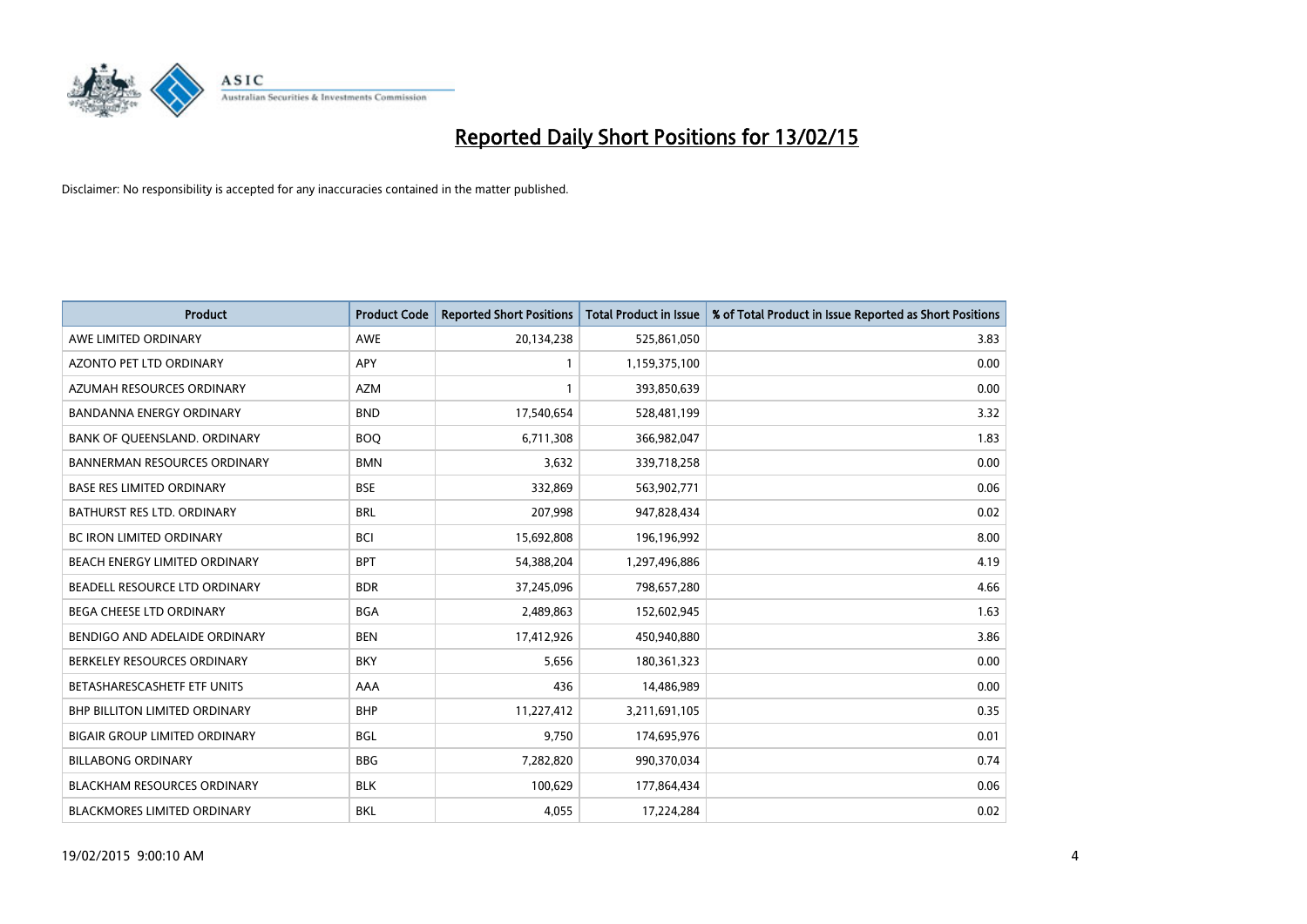# Reported Daily Short Positions for 13/02/15

Disclaimer: No responsibility is accepted for any inaccuracies contained in the matter published.

| Product | Product Code | Reported Short Positions | Total Product in Issue | % of Total Product in Issue Reported as Short Positions |
|---|---|---|---|---|
| AWE LIMITED ORDINARY | AWE | 20,134,238 | 525,861,050 | 3.83 |
| AZONTO PET LTD ORDINARY | APY | 1 | 1,159,375,100 | 0.00 |
| AZUMAH RESOURCES ORDINARY | AZM | 1 | 393,850,639 | 0.00 |
| BANDANNA ENERGY ORDINARY | BND | 17,540,654 | 528,481,199 | 3.32 |
| BANK OF QUEENSLAND. ORDINARY | BOQ | 6,711,308 | 366,982,047 | 1.83 |
| BANNERMAN RESOURCES ORDINARY | BMN | 3,632 | 339,718,258 | 0.00 |
| BASE RES LIMITED ORDINARY | BSE | 332,869 | 563,902,771 | 0.06 |
| BATHURST RES LTD. ORDINARY | BRL | 207,998 | 947,828,434 | 0.02 |
| BC IRON LIMITED ORDINARY | BCI | 15,692,808 | 196,196,992 | 8.00 |
| BEACH ENERGY LIMITED ORDINARY | BPT | 54,388,204 | 1,297,496,886 | 4.19 |
| BEADELL RESOURCE LTD ORDINARY | BDR | 37,245,096 | 798,657,280 | 4.66 |
| BEGA CHEESE LTD ORDINARY | BGA | 2,489,863 | 152,602,945 | 1.63 |
| BENDIGO AND ADELAIDE ORDINARY | BEN | 17,412,926 | 450,940,880 | 3.86 |
| BERKELEY RESOURCES ORDINARY | BKY | 5,656 | 180,361,323 | 0.00 |
| BETASHARESCASHETF ETF UNITS | AAA | 436 | 14,486,989 | 0.00 |
| BHP BILLITON LIMITED ORDINARY | BHP | 11,227,412 | 3,211,691,105 | 0.35 |
| BIGAIR GROUP LIMITED ORDINARY | BGL | 9,750 | 174,695,976 | 0.01 |
| BILLABONG ORDINARY | BBG | 7,282,820 | 990,370,034 | 0.74 |
| BLACKHAM RESOURCES ORDINARY | BLK | 100,629 | 177,864,434 | 0.06 |
| BLACKMORES LIMITED ORDINARY | BKL | 4,055 | 17,224,284 | 0.02 |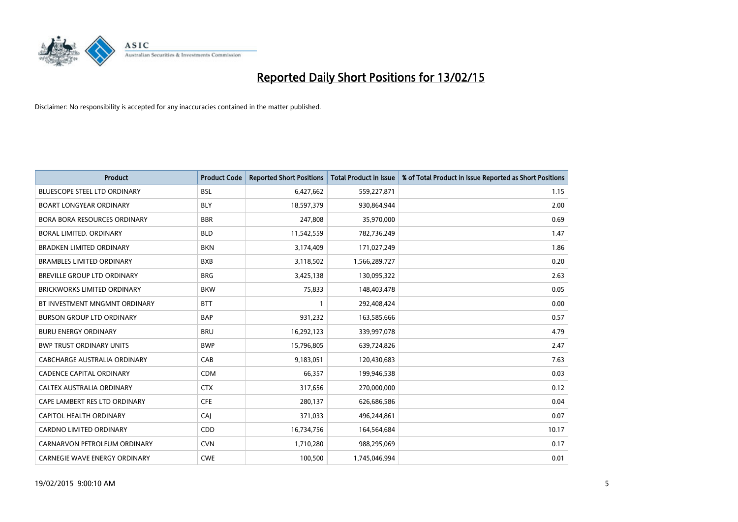# Reported Daily Short Positions for 13/02/15

Disclaimer: No responsibility is accepted for any inaccuracies contained in the matter published.

| Product | Product Code | Reported Short Positions | Total Product in Issue | % of Total Product in Issue Reported as Short Positions |
|---|---|---|---|---|
| BLUESCOPE STEEL LTD ORDINARY | BSL | 6,427,662 | 559,227,871 | 1.15 |
| BOART LONGYEAR ORDINARY | BLY | 18,597,379 | 930,864,944 | 2.00 |
| BORA BORA RESOURCES ORDINARY | BBR | 247,808 | 35,970,000 | 0.69 |
| BORAL LIMITED. ORDINARY | BLD | 11,542,559 | 782,736,249 | 1.47 |
| BRADKEN LIMITED ORDINARY | BKN | 3,174,409 | 171,027,249 | 1.86 |
| BRAMBLES LIMITED ORDINARY | BXB | 3,118,502 | 1,566,289,727 | 0.20 |
| BREVILLE GROUP LTD ORDINARY | BRG | 3,425,138 | 130,095,322 | 2.63 |
| BRICKWORKS LIMITED ORDINARY | BKW | 75,833 | 148,403,478 | 0.05 |
| BT INVESTMENT MNGMNT ORDINARY | BTT | 1 | 292,408,424 | 0.00 |
| BURSON GROUP LTD ORDINARY | BAP | 931,232 | 163,585,666 | 0.57 |
| BURU ENERGY ORDINARY | BRU | 16,292,123 | 339,997,078 | 4.79 |
| BWP TRUST ORDINARY UNITS | BWP | 15,796,805 | 639,724,826 | 2.47 |
| CABCHARGE AUSTRALIA ORDINARY | CAB | 9,183,051 | 120,430,683 | 7.63 |
| CADENCE CAPITAL ORDINARY | CDM | 66,357 | 199,946,538 | 0.03 |
| CALTEX AUSTRALIA ORDINARY | CTX | 317,656 | 270,000,000 | 0.12 |
| CAPE LAMBERT RES LTD ORDINARY | CFE | 280,137 | 626,686,586 | 0.04 |
| CAPITOL HEALTH ORDINARY | CAJ | 371,033 | 496,244,861 | 0.07 |
| CARDNO LIMITED ORDINARY | CDD | 16,734,756 | 164,564,684 | 10.17 |
| CARNARVON PETROLEUM ORDINARY | CVN | 1,710,280 | 988,295,069 | 0.17 |
| CARNEGIE WAVE ENERGY ORDINARY | CWE | 100,500 | 1,745,046,994 | 0.01 |

19/02/2015 9:00:10 AM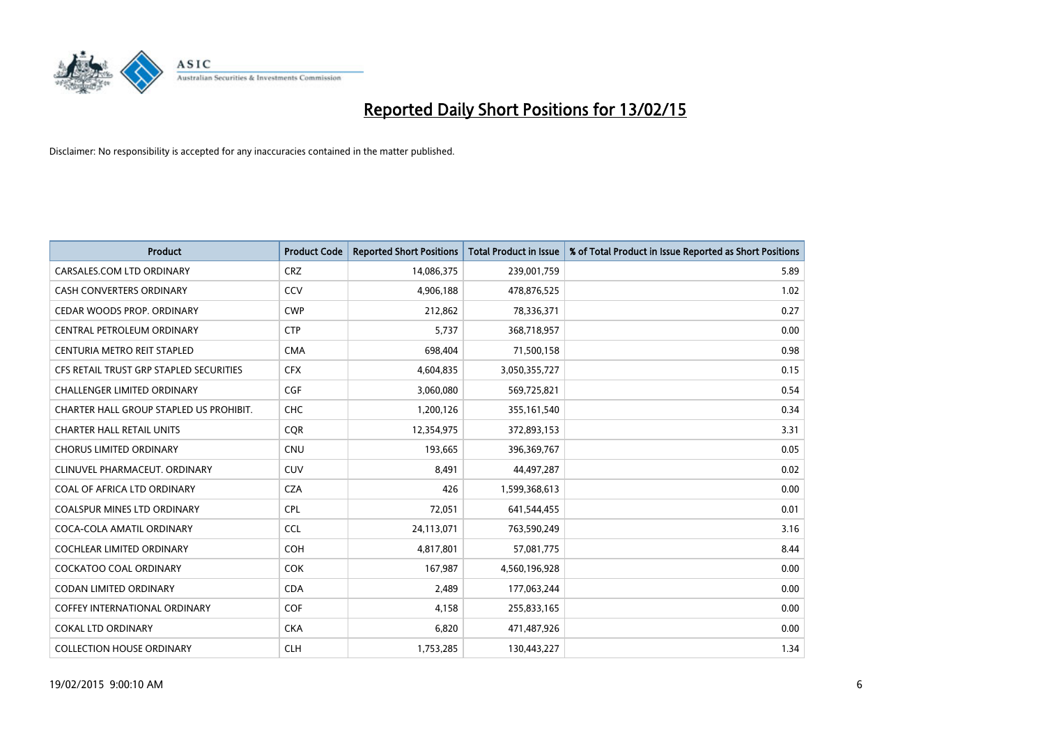# Reported Daily Short Positions for 13/02/15

Disclaimer: No responsibility is accepted for any inaccuracies contained in the matter published.

| Product | Product Code | Reported Short Positions | Total Product in Issue | % of Total Product in Issue Reported as Short Positions |
|---|---|---|---|---|
| CARSALES.COM LTD ORDINARY | CRZ | 14,086,375 | 239,001,759 | 5.89 |
| CASH CONVERTERS ORDINARY | CCV | 4,906,188 | 478,876,525 | 1.02 |
| CEDAR WOODS PROP. ORDINARY | CWP | 212,862 | 78,336,371 | 0.27 |
| CENTRAL PETROLEUM ORDINARY | CTP | 5,737 | 368,718,957 | 0.00 |
| CENTURIA METRO REIT STAPLED | CMA | 698,404 | 71,500,158 | 0.98 |
| CFS RETAIL TRUST GRP STAPLED SECURITIES | CFX | 4,604,835 | 3,050,355,727 | 0.15 |
| CHALLENGER LIMITED ORDINARY | CGF | 3,060,080 | 569,725,821 | 0.54 |
| CHARTER HALL GROUP STAPLED US PROHIBIT. | CHC | 1,200,126 | 355,161,540 | 0.34 |
| CHARTER HALL RETAIL UNITS | CQR | 12,354,975 | 372,893,153 | 3.31 |
| CHORUS LIMITED ORDINARY | CNU | 193,665 | 396,369,767 | 0.05 |
| CLINUVEL PHARMACEUT. ORDINARY | CUV | 8,491 | 44,497,287 | 0.02 |
| COAL OF AFRICA LTD ORDINARY | CZA | 426 | 1,599,368,613 | 0.00 |
| COALSPUR MINES LTD ORDINARY | CPL | 72,051 | 641,544,455 | 0.01 |
| COCA-COLA AMATIL ORDINARY | CCL | 24,113,071 | 763,590,249 | 3.16 |
| COCHLEAR LIMITED ORDINARY | COH | 4,817,801 | 57,081,775 | 8.44 |
| COCKATOO COAL ORDINARY | COK | 167,987 | 4,560,196,928 | 0.00 |
| CODAN LIMITED ORDINARY | CDA | 2,489 | 177,063,244 | 0.00 |
| COFFEY INTERNATIONAL ORDINARY | COF | 4,158 | 255,833,165 | 0.00 |
| COKAL LTD ORDINARY | CKA | 6,820 | 471,487,926 | 0.00 |
| COLLECTION HOUSE ORDINARY | CLH | 1,753,285 | 130,443,227 | 1.34 |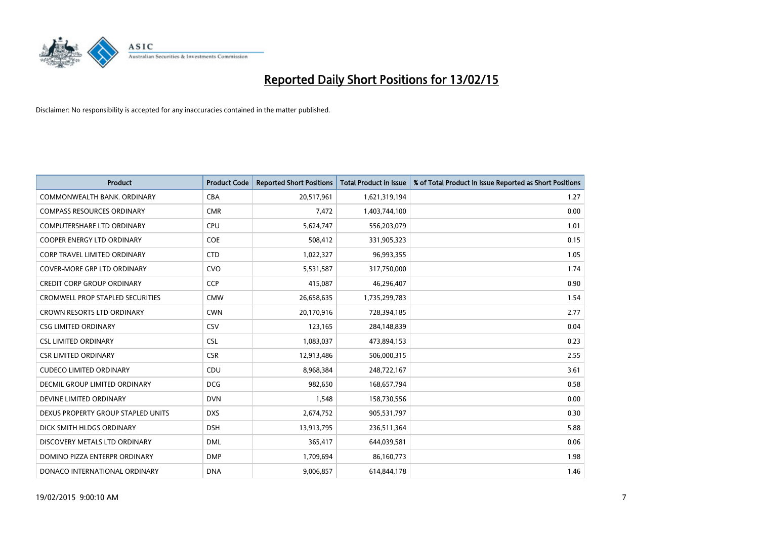# Reported Daily Short Positions for 13/02/15

Disclaimer: No responsibility is accepted for any inaccuracies contained in the matter published.

| Product | Product Code | Reported Short Positions | Total Product in Issue | % of Total Product in Issue Reported as Short Positions |
|---|---|---|---|---|
| COMMONWEALTH BANK. ORDINARY | CBA | 20,517,961 | 1,621,319,194 | 1.27 |
| COMPASS RESOURCES ORDINARY | CMR | 7,472 | 1,403,744,100 | 0.00 |
| COMPUTERSHARE LTD ORDINARY | CPU | 5,624,747 | 556,203,079 | 1.01 |
| COOPER ENERGY LTD ORDINARY | COE | 508,412 | 331,905,323 | 0.15 |
| CORP TRAVEL LIMITED ORDINARY | CTD | 1,022,327 | 96,993,355 | 1.05 |
| COVER-MORE GRP LTD ORDINARY | CVO | 5,531,587 | 317,750,000 | 1.74 |
| CREDIT CORP GROUP ORDINARY | CCP | 415,087 | 46,296,407 | 0.90 |
| CROMWELL PROP STAPLED SECURITIES | CMW | 26,658,635 | 1,735,299,783 | 1.54 |
| CROWN RESORTS LTD ORDINARY | CWN | 20,170,916 | 728,394,185 | 2.77 |
| CSG LIMITED ORDINARY | CSV | 123,165 | 284,148,839 | 0.04 |
| CSL LIMITED ORDINARY | CSL | 1,083,037 | 473,894,153 | 0.23 |
| CSR LIMITED ORDINARY | CSR | 12,913,486 | 506,000,315 | 2.55 |
| CUDECO LIMITED ORDINARY | CDU | 8,968,384 | 248,722,167 | 3.61 |
| DECMIL GROUP LIMITED ORDINARY | DCG | 982,650 | 168,657,794 | 0.58 |
| DEVINE LIMITED ORDINARY | DVN | 1,548 | 158,730,556 | 0.00 |
| DEXUS PROPERTY GROUP STAPLED UNITS | DXS | 2,674,752 | 905,531,797 | 0.30 |
| DICK SMITH HLDGS ORDINARY | DSH | 13,913,795 | 236,511,364 | 5.88 |
| DISCOVERY METALS LTD ORDINARY | DML | 365,417 | 644,039,581 | 0.06 |
| DOMINO PIZZA ENTERPR ORDINARY | DMP | 1,709,694 | 86,160,773 | 1.98 |
| DONACO INTERNATIONAL ORDINARY | DNA | 9,006,857 | 614,844,178 | 1.46 |

19/02/2015 9:00:10 AM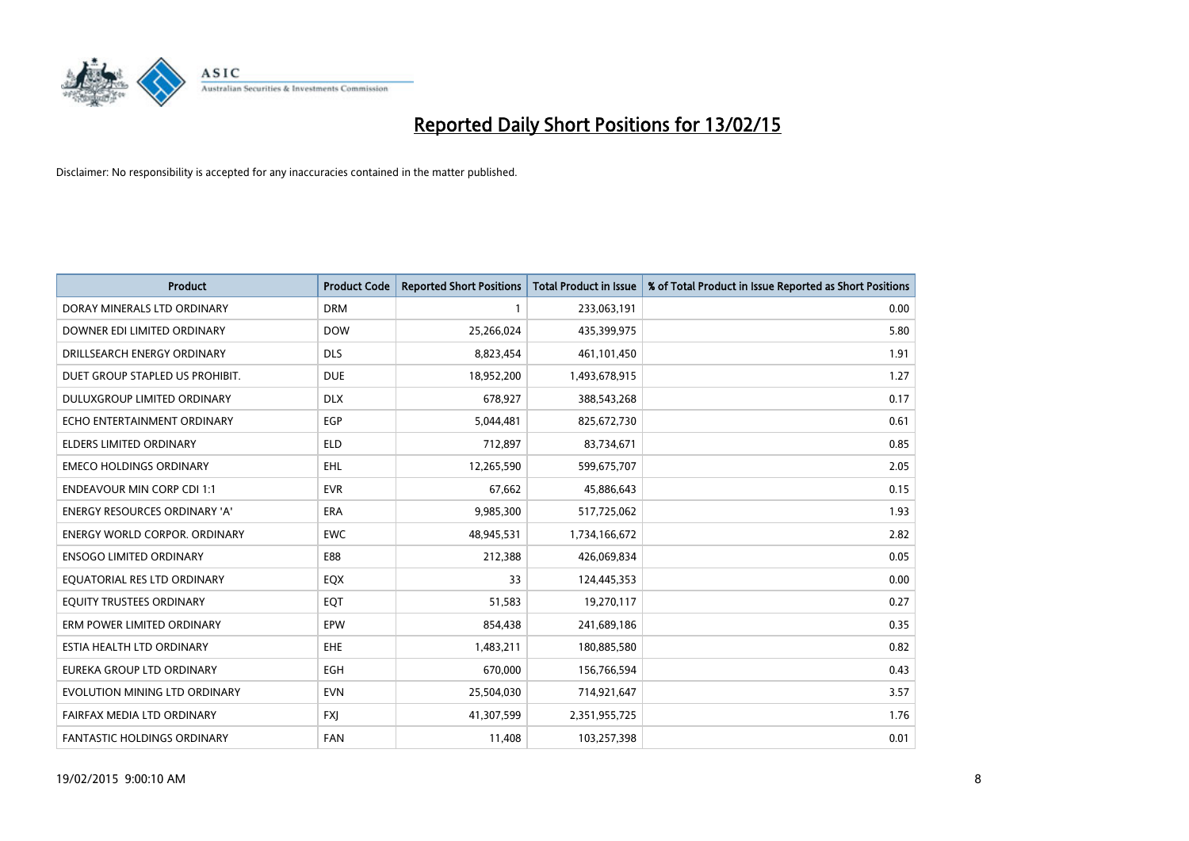# Reported Daily Short Positions for 13/02/15

Disclaimer: No responsibility is accepted for any inaccuracies contained in the matter published.

| Product | Product Code | Reported Short Positions | Total Product in Issue | % of Total Product in Issue Reported as Short Positions |
|---|---|---|---|---|
| DORAY MINERALS LTD ORDINARY | DRM | 1 | 233,063,191 | 0.00 |
| DOWNER EDI LIMITED ORDINARY | DOW | 25,266,024 | 435,399,975 | 5.80 |
| DRILLSEARCH ENERGY ORDINARY | DLS | 8,823,454 | 461,101,450 | 1.91 |
| DUET GROUP STAPLED US PROHIBIT. | DUE | 18,952,200 | 1,493,678,915 | 1.27 |
| DULUXGROUP LIMITED ORDINARY | DLX | 678,927 | 388,543,268 | 0.17 |
| ECHO ENTERTAINMENT ORDINARY | EGP | 5,044,481 | 825,672,730 | 0.61 |
| ELDERS LIMITED ORDINARY | ELD | 712,897 | 83,734,671 | 0.85 |
| EMECO HOLDINGS ORDINARY | EHL | 12,265,590 | 599,675,707 | 2.05 |
| ENDEAVOUR MIN CORP CDI 1:1 | EVR | 67,662 | 45,886,643 | 0.15 |
| ENERGY RESOURCES ORDINARY 'A' | ERA | 9,985,300 | 517,725,062 | 1.93 |
| ENERGY WORLD CORPOR. ORDINARY | EWC | 48,945,531 | 1,734,166,672 | 2.82 |
| ENSOGO LIMITED ORDINARY | E88 | 212,388 | 426,069,834 | 0.05 |
| EQUATORIAL RES LTD ORDINARY | EQX | 33 | 124,445,353 | 0.00 |
| EQUITY TRUSTEES ORDINARY | EQT | 51,583 | 19,270,117 | 0.27 |
| ERM POWER LIMITED ORDINARY | EPW | 854,438 | 241,689,186 | 0.35 |
| ESTIA HEALTH LTD ORDINARY | EHE | 1,483,211 | 180,885,580 | 0.82 |
| EUREKA GROUP LTD ORDINARY | EGH | 670,000 | 156,766,594 | 0.43 |
| EVOLUTION MINING LTD ORDINARY | EVN | 25,504,030 | 714,921,647 | 3.57 |
| FAIRFAX MEDIA LTD ORDINARY | FXJ | 41,307,599 | 2,351,955,725 | 1.76 |
| FANTASTIC HOLDINGS ORDINARY | FAN | 11,408 | 103,257,398 | 0.01 |

19/02/2015 9:00:10 AM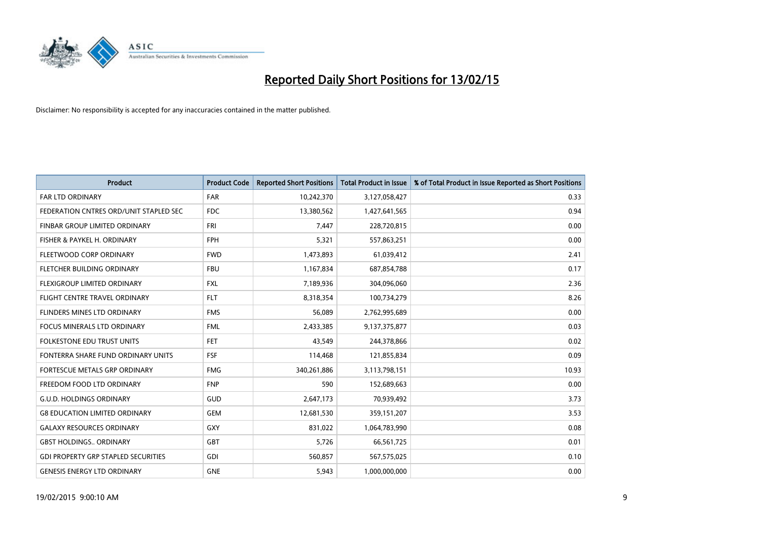# Reported Daily Short Positions for 13/02/15

Disclaimer: No responsibility is accepted for any inaccuracies contained in the matter published.

| Product | Product Code | Reported Short Positions | Total Product in Issue | % of Total Product in Issue Reported as Short Positions |
|---|---|---|---|---|
| FAR LTD ORDINARY | FAR | 10,242,370 | 3,127,058,427 | 0.33 |
| FEDERATION CNTRES ORD/UNIT STAPLED SEC | FDC | 13,380,562 | 1,427,641,565 | 0.94 |
| FINBAR GROUP LIMITED ORDINARY | FRI | 7,447 | 228,720,815 | 0.00 |
| FISHER & PAYKEL H. ORDINARY | FPH | 5,321 | 557,863,251 | 0.00 |
| FLEETWOOD CORP ORDINARY | FWD | 1,473,893 | 61,039,412 | 2.41 |
| FLETCHER BUILDING ORDINARY | FBU | 1,167,834 | 687,854,788 | 0.17 |
| FLEXIGROUP LIMITED ORDINARY | FXL | 7,189,936 | 304,096,060 | 2.36 |
| FLIGHT CENTRE TRAVEL ORDINARY | FLT | 8,318,354 | 100,734,279 | 8.26 |
| FLINDERS MINES LTD ORDINARY | FMS | 56,089 | 2,762,995,689 | 0.00 |
| FOCUS MINERALS LTD ORDINARY | FML | 2,433,385 | 9,137,375,877 | 0.03 |
| FOLKESTONE EDU TRUST UNITS | FET | 43,549 | 244,378,866 | 0.02 |
| FONTERRA SHARE FUND ORDINARY UNITS | FSF | 114,468 | 121,855,834 | 0.09 |
| FORTESCUE METALS GRP ORDINARY | FMG | 340,261,886 | 3,113,798,151 | 10.93 |
| FREEDOM FOOD LTD ORDINARY | FNP | 590 | 152,689,663 | 0.00 |
| G.U.D. HOLDINGS ORDINARY | GUD | 2,647,173 | 70,939,492 | 3.73 |
| G8 EDUCATION LIMITED ORDINARY | GEM | 12,681,530 | 359,151,207 | 3.53 |
| GALAXY RESOURCES ORDINARY | GXY | 831,022 | 1,064,783,990 | 0.08 |
| GBST HOLDINGS.. ORDINARY | GBT | 5,726 | 66,561,725 | 0.01 |
| GDI PROPERTY GRP STAPLED SECURITIES | GDI | 560,857 | 567,575,025 | 0.10 |
| GENESIS ENERGY LTD ORDINARY | GNE | 5,943 | 1,000,000,000 | 0.00 |

19/02/2015 9:00:10 AM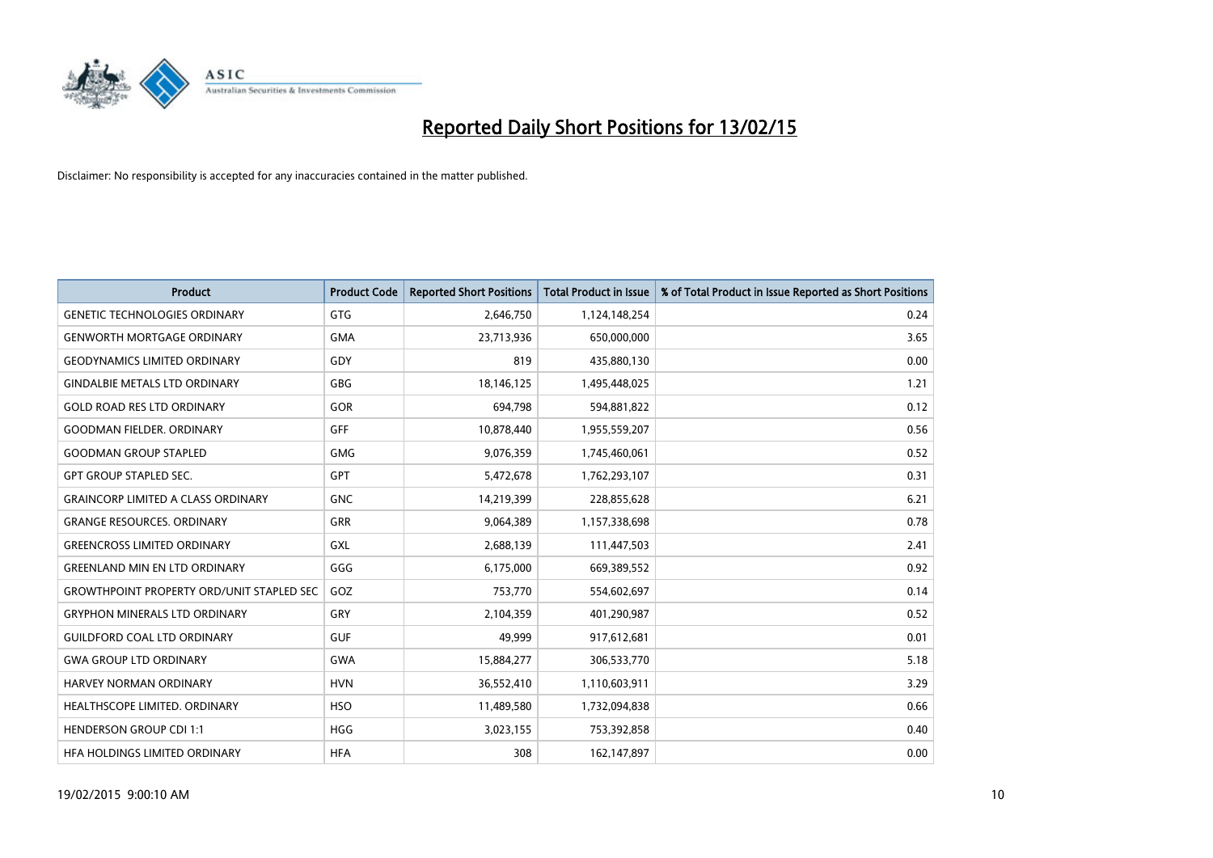# Reported Daily Short Positions for 13/02/15

Disclaimer: No responsibility is accepted for any inaccuracies contained in the matter published.

| Product | Product Code | Reported Short Positions | Total Product in Issue | % of Total Product in Issue Reported as Short Positions |
|---|---|---|---|---|
| GENETIC TECHNOLOGIES ORDINARY | GTG | 2,646,750 | 1,124,148,254 | 0.24 |
| GENWORTH MORTGAGE ORDINARY | GMA | 23,713,936 | 650,000,000 | 3.65 |
| GEODYNAMICS LIMITED ORDINARY | GDY | 819 | 435,880,130 | 0.00 |
| GINDALBIE METALS LTD ORDINARY | GBG | 18,146,125 | 1,495,448,025 | 1.21 |
| GOLD ROAD RES LTD ORDINARY | GOR | 694,798 | 594,881,822 | 0.12 |
| GOODMAN FIELDER. ORDINARY | GFF | 10,878,440 | 1,955,559,207 | 0.56 |
| GOODMAN GROUP STAPLED | GMG | 9,076,359 | 1,745,460,061 | 0.52 |
| GPT GROUP STAPLED SEC. | GPT | 5,472,678 | 1,762,293,107 | 0.31 |
| GRAINCORP LIMITED A CLASS ORDINARY | GNC | 14,219,399 | 228,855,628 | 6.21 |
| GRANGE RESOURCES. ORDINARY | GRR | 9,064,389 | 1,157,338,698 | 0.78 |
| GREENCROSS LIMITED ORDINARY | GXL | 2,688,139 | 111,447,503 | 2.41 |
| GREENLAND MIN EN LTD ORDINARY | GGG | 6,175,000 | 669,389,552 | 0.92 |
| GROWTHPOINT PROPERTY ORD/UNIT STAPLED SEC | GOZ | 753,770 | 554,602,697 | 0.14 |
| GRYPHON MINERALS LTD ORDINARY | GRY | 2,104,359 | 401,290,987 | 0.52 |
| GUILDFORD COAL LTD ORDINARY | GUF | 49,999 | 917,612,681 | 0.01 |
| GWA GROUP LTD ORDINARY | GWA | 15,884,277 | 306,533,770 | 5.18 |
| HARVEY NORMAN ORDINARY | HVN | 36,552,410 | 1,110,603,911 | 3.29 |
| HEALTHSCOPE LIMITED. ORDINARY | HSO | 11,489,580 | 1,732,094,838 | 0.66 |
| HENDERSON GROUP CDI 1:1 | HGG | 3,023,155 | 753,392,858 | 0.40 |
| HFA HOLDINGS LIMITED ORDINARY | HFA | 308 | 162,147,897 | 0.00 |

19/02/2015 9:00:10 AM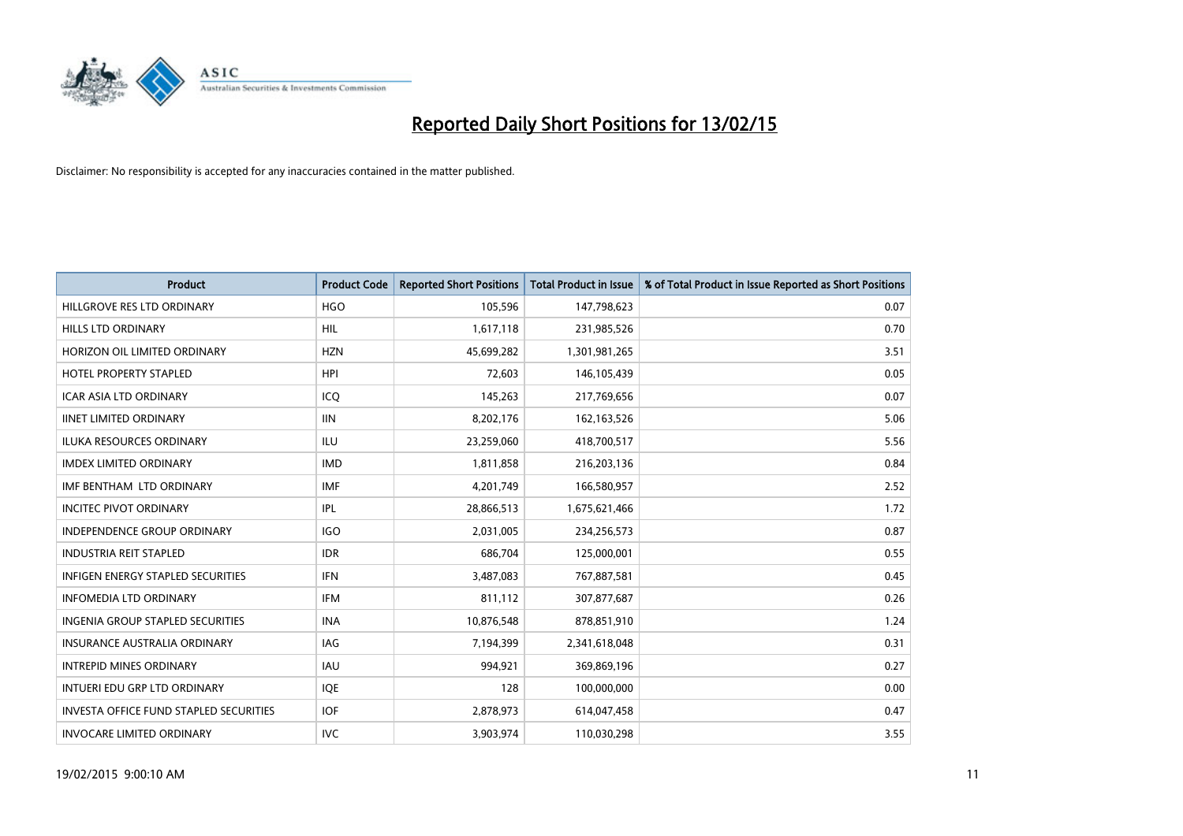# Reported Daily Short Positions for 13/02/15

Disclaimer: No responsibility is accepted for any inaccuracies contained in the matter published.

| Product | Product Code | Reported Short Positions | Total Product in Issue | % of Total Product in Issue Reported as Short Positions |
|---|---|---|---|---|
| HILLGROVE RES LTD ORDINARY | HGO | 105,596 | 147,798,623 | 0.07 |
| HILLS LTD ORDINARY | HIL | 1,617,118 | 231,985,526 | 0.70 |
| HORIZON OIL LIMITED ORDINARY | HZN | 45,699,282 | 1,301,981,265 | 3.51 |
| HOTEL PROPERTY STAPLED | HPI | 72,603 | 146,105,439 | 0.05 |
| ICAR ASIA LTD ORDINARY | ICQ | 145,263 | 217,769,656 | 0.07 |
| IINET LIMITED ORDINARY | IIN | 8,202,176 | 162,163,526 | 5.06 |
| ILUKA RESOURCES ORDINARY | ILU | 23,259,060 | 418,700,517 | 5.56 |
| IMDEX LIMITED ORDINARY | IMD | 1,811,858 | 216,203,136 | 0.84 |
| IMF BENTHAM LTD ORDINARY | IMF | 4,201,749 | 166,580,957 | 2.52 |
| INCITEC PIVOT ORDINARY | IPL | 28,866,513 | 1,675,621,466 | 1.72 |
| INDEPENDENCE GROUP ORDINARY | IGO | 2,031,005 | 234,256,573 | 0.87 |
| INDUSTRIA REIT STAPLED | IDR | 686,704 | 125,000,001 | 0.55 |
| INFIGEN ENERGY STAPLED SECURITIES | IFN | 3,487,083 | 767,887,581 | 0.45 |
| INFOMEDIA LTD ORDINARY | IFM | 811,112 | 307,877,687 | 0.26 |
| INGENIA GROUP STAPLED SECURITIES | INA | 10,876,548 | 878,851,910 | 1.24 |
| INSURANCE AUSTRALIA ORDINARY | IAG | 7,194,399 | 2,341,618,048 | 0.31 |
| INTREPID MINES ORDINARY | IAU | 994,921 | 369,869,196 | 0.27 |
| INTUERI EDU GRP LTD ORDINARY | IQE | 128 | 100,000,000 | 0.00 |
| INVESTA OFFICE FUND STAPLED SECURITIES | IOF | 2,878,973 | 614,047,458 | 0.47 |
| INVOCARE LIMITED ORDINARY | IVC | 3,903,974 | 110,030,298 | 3.55 |

19/02/2015 9:00:10 AM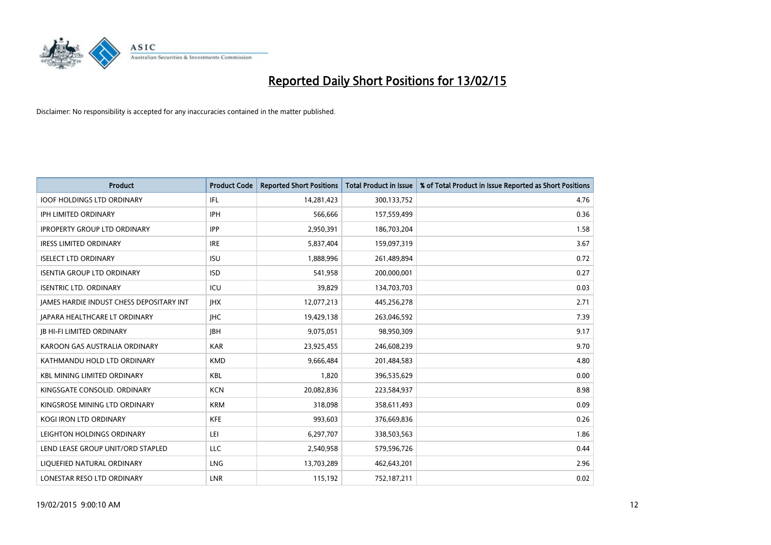# Reported Daily Short Positions for 13/02/15

Disclaimer: No responsibility is accepted for any inaccuracies contained in the matter published.

| Product | Product Code | Reported Short Positions | Total Product in Issue | % of Total Product in Issue Reported as Short Positions |
|---|---|---|---|---|
| IOOF HOLDINGS LTD ORDINARY | IFL | 14,281,423 | 300,133,752 | 4.76 |
| IPH LIMITED ORDINARY | IPH | 566,666 | 157,559,499 | 0.36 |
| IPROPERTY GROUP LTD ORDINARY | IPP | 2,950,391 | 186,703,204 | 1.58 |
| IRESS LIMITED ORDINARY | IRE | 5,837,404 | 159,097,319 | 3.67 |
| ISELECT LTD ORDINARY | ISU | 1,888,996 | 261,489,894 | 0.72 |
| ISENTIA GROUP LTD ORDINARY | ISD | 541,958 | 200,000,001 | 0.27 |
| ISENTRIC LTD. ORDINARY | ICU | 39,829 | 134,703,703 | 0.03 |
| JAMES HARDIE INDUST CHESS DEPOSITARY INT | JHX | 12,077,213 | 445,256,278 | 2.71 |
| JAPARA HEALTHCARE LT ORDINARY | JHC | 19,429,138 | 263,046,592 | 7.39 |
| JB HI-FI LIMITED ORDINARY | JBH | 9,075,051 | 98,950,309 | 9.17 |
| KAROON GAS AUSTRALIA ORDINARY | KAR | 23,925,455 | 246,608,239 | 9.70 |
| KATHMANDU HOLD LTD ORDINARY | KMD | 9,666,484 | 201,484,583 | 4.80 |
| KBL MINING LIMITED ORDINARY | KBL | 1,820 | 396,535,629 | 0.00 |
| KINGSGATE CONSOLID. ORDINARY | KCN | 20,082,836 | 223,584,937 | 8.98 |
| KINGSROSE MINING LTD ORDINARY | KRM | 318,098 | 358,611,493 | 0.09 |
| KOGI IRON LTD ORDINARY | KFE | 993,603 | 376,669,836 | 0.26 |
| LEIGHTON HOLDINGS ORDINARY | LEI | 6,297,707 | 338,503,563 | 1.86 |
| LEND LEASE GROUP UNIT/ORD STAPLED | LLC | 2,540,958 | 579,596,726 | 0.44 |
| LIQUEFIED NATURAL ORDINARY | LNG | 13,703,289 | 462,643,201 | 2.96 |
| LONESTAR RESO LTD ORDINARY | LNR | 115,192 | 752,187,211 | 0.02 |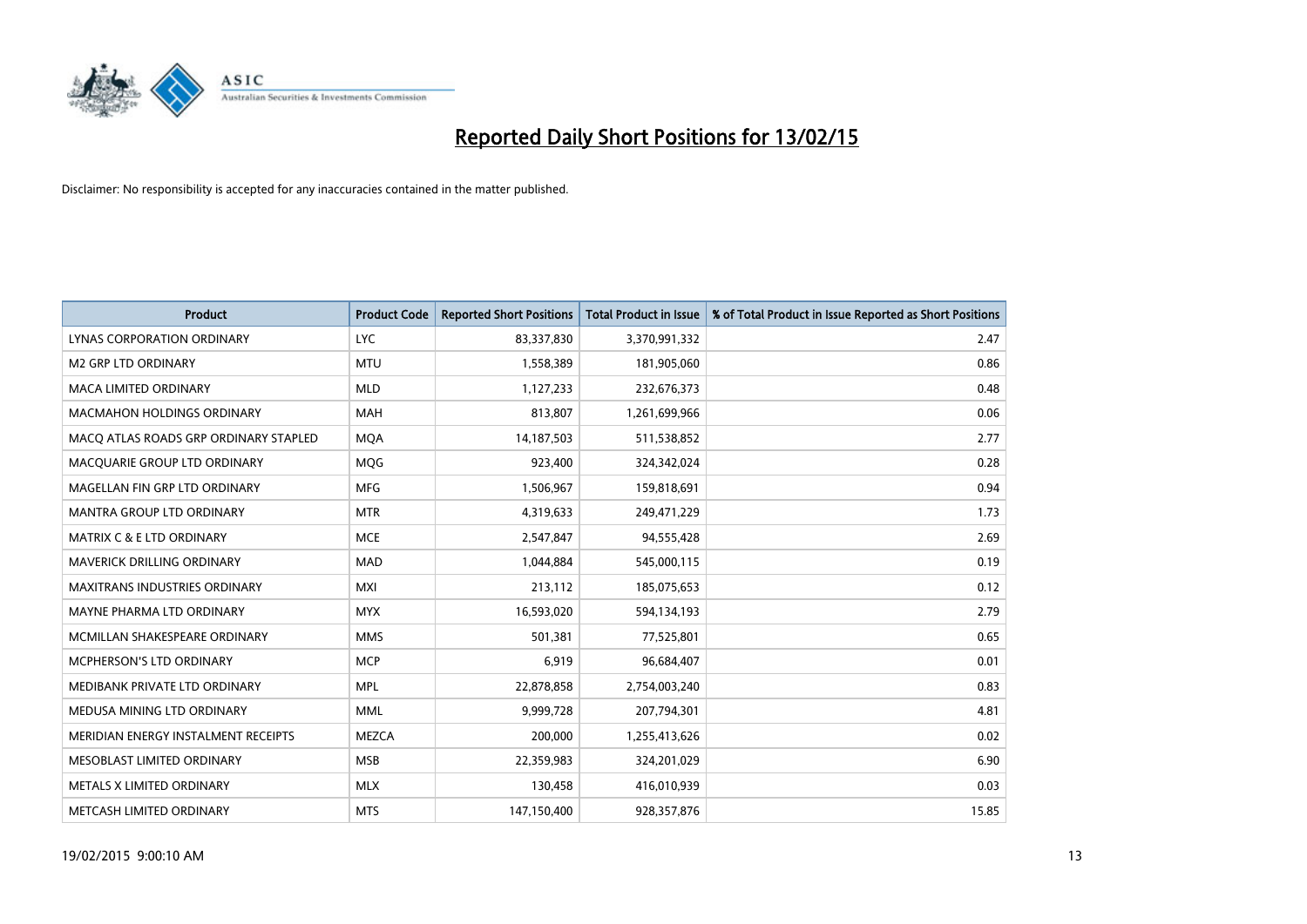# Reported Daily Short Positions for 13/02/15

Disclaimer: No responsibility is accepted for any inaccuracies contained in the matter published.

| Product | Product Code | Reported Short Positions | Total Product in Issue | % of Total Product in Issue Reported as Short Positions |
|---|---|---|---|---|
| LYNAS CORPORATION ORDINARY | LYC | 83,337,830 | 3,370,991,332 | 2.47 |
| M2 GRP LTD ORDINARY | MTU | 1,558,389 | 181,905,060 | 0.86 |
| MACA LIMITED ORDINARY | MLD | 1,127,233 | 232,676,373 | 0.48 |
| MACMAHON HOLDINGS ORDINARY | MAH | 813,807 | 1,261,699,966 | 0.06 |
| MACQ ATLAS ROADS GRP ORDINARY STAPLED | MQA | 14,187,503 | 511,538,852 | 2.77 |
| MACQUARIE GROUP LTD ORDINARY | MQG | 923,400 | 324,342,024 | 0.28 |
| MAGELLAN FIN GRP LTD ORDINARY | MFG | 1,506,967 | 159,818,691 | 0.94 |
| MANTRA GROUP LTD ORDINARY | MTR | 4,319,633 | 249,471,229 | 1.73 |
| MATRIX C & E LTD ORDINARY | MCE | 2,547,847 | 94,555,428 | 2.69 |
| MAVERICK DRILLING ORDINARY | MAD | 1,044,884 | 545,000,115 | 0.19 |
| MAXITRANS INDUSTRIES ORDINARY | MXI | 213,112 | 185,075,653 | 0.12 |
| MAYNE PHARMA LTD ORDINARY | MYX | 16,593,020 | 594,134,193 | 2.79 |
| MCMILLAN SHAKESPEARE ORDINARY | MMS | 501,381 | 77,525,801 | 0.65 |
| MCPHERSON'S LTD ORDINARY | MCP | 6,919 | 96,684,407 | 0.01 |
| MEDIBANK PRIVATE LTD ORDINARY | MPL | 22,878,858 | 2,754,003,240 | 0.83 |
| MEDUSA MINING LTD ORDINARY | MML | 9,999,728 | 207,794,301 | 4.81 |
| MERIDIAN ENERGY INSTALMENT RECEIPTS | MEZCA | 200,000 | 1,255,413,626 | 0.02 |
| MESOBLAST LIMITED ORDINARY | MSB | 22,359,983 | 324,201,029 | 6.90 |
| METALS X LIMITED ORDINARY | MLX | 130,458 | 416,010,939 | 0.03 |
| METCASH LIMITED ORDINARY | MTS | 147,150,400 | 928,357,876 | 15.85 |

19/02/2015 9:00:10 AM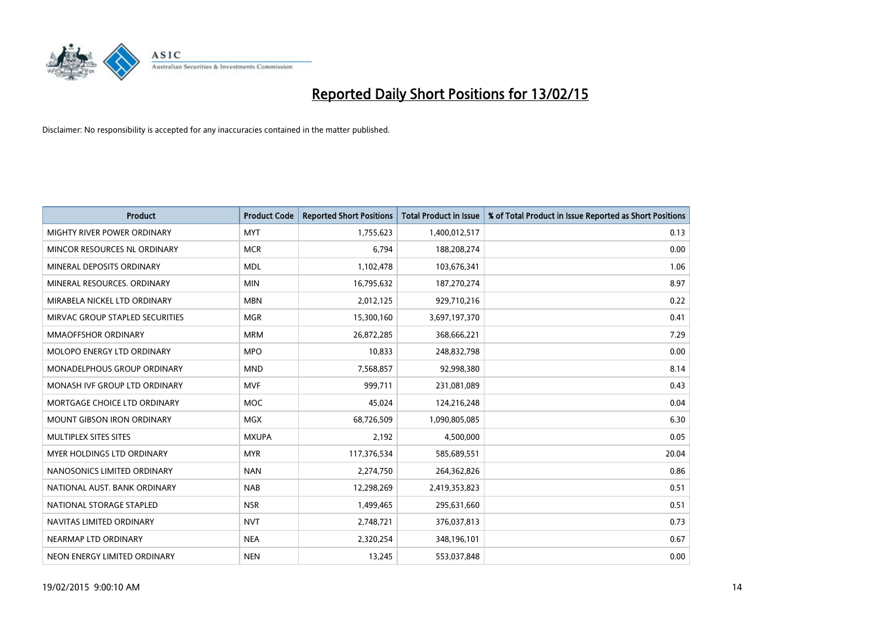# Reported Daily Short Positions for 13/02/15

Disclaimer: No responsibility is accepted for any inaccuracies contained in the matter published.

| Product | Product Code | Reported Short Positions | Total Product in Issue | % of Total Product in Issue Reported as Short Positions |
|---|---|---|---|---|
| MIGHTY RIVER POWER ORDINARY | MYT | 1,755,623 | 1,400,012,517 | 0.13 |
| MINCOR RESOURCES NL ORDINARY | MCR | 6,794 | 188,208,274 | 0.00 |
| MINERAL DEPOSITS ORDINARY | MDL | 1,102,478 | 103,676,341 | 1.06 |
| MINERAL RESOURCES. ORDINARY | MIN | 16,795,632 | 187,270,274 | 8.97 |
| MIRABELA NICKEL LTD ORDINARY | MBN | 2,012,125 | 929,710,216 | 0.22 |
| MIRVAC GROUP STAPLED SECURITIES | MGR | 15,300,160 | 3,697,197,370 | 0.41 |
| MMAOFFSHOR ORDINARY | MRM | 26,872,285 | 368,666,221 | 7.29 |
| MOLOPO ENERGY LTD ORDINARY | MPO | 10,833 | 248,832,798 | 0.00 |
| MONADELPHOUS GROUP ORDINARY | MND | 7,568,857 | 92,998,380 | 8.14 |
| MONASH IVF GROUP LTD ORDINARY | MVF | 999,711 | 231,081,089 | 0.43 |
| MORTGAGE CHOICE LTD ORDINARY | MOC | 45,024 | 124,216,248 | 0.04 |
| MOUNT GIBSON IRON ORDINARY | MGX | 68,726,509 | 1,090,805,085 | 6.30 |
| MULTIPLEX SITES SITES | MXUPA | 2,192 | 4,500,000 | 0.05 |
| MYER HOLDINGS LTD ORDINARY | MYR | 117,376,534 | 585,689,551 | 20.04 |
| NANOSONICS LIMITED ORDINARY | NAN | 2,274,750 | 264,362,826 | 0.86 |
| NATIONAL AUST. BANK ORDINARY | NAB | 12,298,269 | 2,419,353,823 | 0.51 |
| NATIONAL STORAGE STAPLED | NSR | 1,499,465 | 295,631,660 | 0.51 |
| NAVITAS LIMITED ORDINARY | NVT | 2,748,721 | 376,037,813 | 0.73 |
| NEARMAP LTD ORDINARY | NEA | 2,320,254 | 348,196,101 | 0.67 |
| NEON ENERGY LIMITED ORDINARY | NEN | 13,245 | 553,037,848 | 0.00 |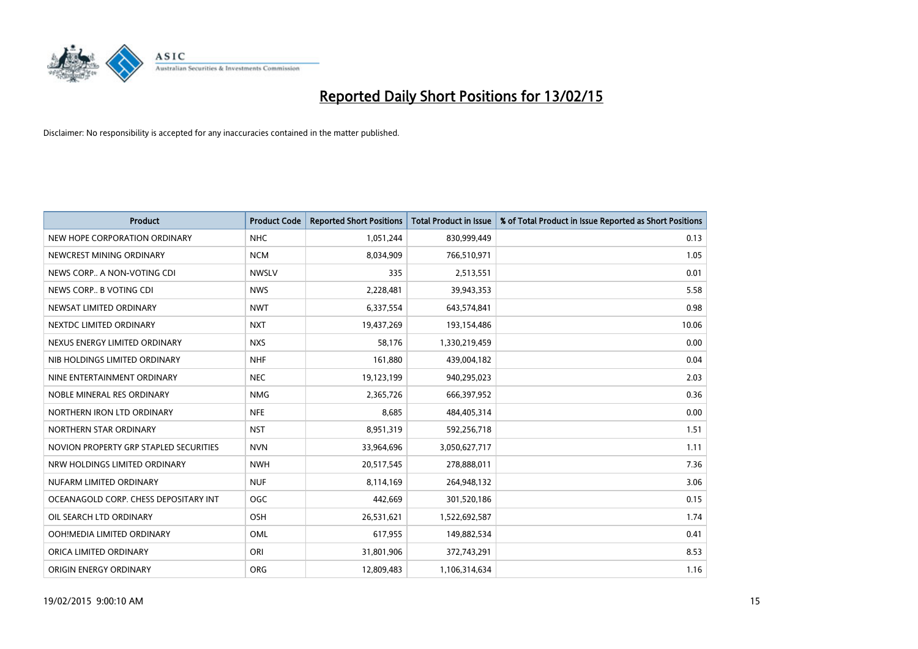# Reported Daily Short Positions for 13/02/15

Disclaimer: No responsibility is accepted for any inaccuracies contained in the matter published.

| Product | Product Code | Reported Short Positions | Total Product in Issue | % of Total Product in Issue Reported as Short Positions |
|---|---|---|---|---|
| NEW HOPE CORPORATION ORDINARY | NHC | 1,051,244 | 830,999,449 | 0.13 |
| NEWCREST MINING ORDINARY | NCM | 8,034,909 | 766,510,971 | 1.05 |
| NEWS CORP.. A NON-VOTING CDI | NWSLV | 335 | 2,513,551 | 0.01 |
| NEWS CORP.. B VOTING CDI | NWS | 2,228,481 | 39,943,353 | 5.58 |
| NEWSAT LIMITED ORDINARY | NWT | 6,337,554 | 643,574,841 | 0.98 |
| NEXTDC LIMITED ORDINARY | NXT | 19,437,269 | 193,154,486 | 10.06 |
| NEXUS ENERGY LIMITED ORDINARY | NXS | 58,176 | 1,330,219,459 | 0.00 |
| NIB HOLDINGS LIMITED ORDINARY | NHF | 161,880 | 439,004,182 | 0.04 |
| NINE ENTERTAINMENT ORDINARY | NEC | 19,123,199 | 940,295,023 | 2.03 |
| NOBLE MINERAL RES ORDINARY | NMG | 2,365,726 | 666,397,952 | 0.36 |
| NORTHERN IRON LTD ORDINARY | NFE | 8,685 | 484,405,314 | 0.00 |
| NORTHERN STAR ORDINARY | NST | 8,951,319 | 592,256,718 | 1.51 |
| NOVION PROPERTY GRP STAPLED SECURITIES | NVN | 33,964,696 | 3,050,627,717 | 1.11 |
| NRW HOLDINGS LIMITED ORDINARY | NWH | 20,517,545 | 278,888,011 | 7.36 |
| NUFARM LIMITED ORDINARY | NUF | 8,114,169 | 264,948,132 | 3.06 |
| OCEANAGOLD CORP. CHESS DEPOSITARY INT | OGC | 442,669 | 301,520,186 | 0.15 |
| OIL SEARCH LTD ORDINARY | OSH | 26,531,621 | 1,522,692,587 | 1.74 |
| OOH!MEDIA LIMITED ORDINARY | OML | 617,955 | 149,882,534 | 0.41 |
| ORICA LIMITED ORDINARY | ORI | 31,801,906 | 372,743,291 | 8.53 |
| ORIGIN ENERGY ORDINARY | ORG | 12,809,483 | 1,106,314,634 | 1.16 |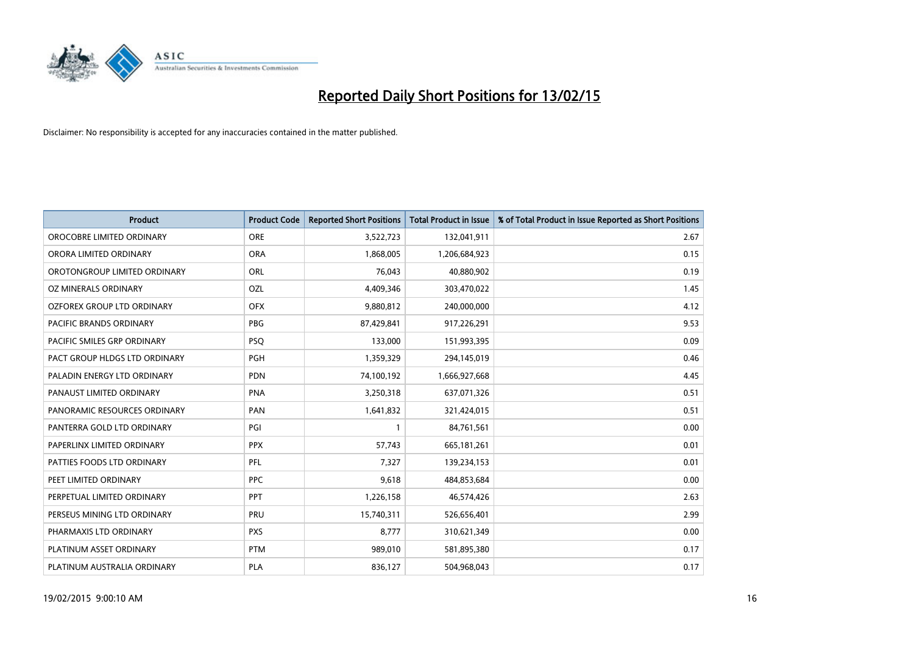# Reported Daily Short Positions for 13/02/15

Disclaimer: No responsibility is accepted for any inaccuracies contained in the matter published.

| Product | Product Code | Reported Short Positions | Total Product in Issue | % of Total Product in Issue Reported as Short Positions |
|---|---|---|---|---|
| OROCOBRE LIMITED ORDINARY | ORE | 3,522,723 | 132,041,911 | 2.67 |
| ORORA LIMITED ORDINARY | ORA | 1,868,005 | 1,206,684,923 | 0.15 |
| OROTONGROUP LIMITED ORDINARY | ORL | 76,043 | 40,880,902 | 0.19 |
| OZ MINERALS ORDINARY | OZL | 4,409,346 | 303,470,022 | 1.45 |
| OZFOREX GROUP LTD ORDINARY | OFX | 9,880,812 | 240,000,000 | 4.12 |
| PACIFIC BRANDS ORDINARY | PBG | 87,429,841 | 917,226,291 | 9.53 |
| PACIFIC SMILES GRP ORDINARY | PSQ | 133,000 | 151,993,395 | 0.09 |
| PACT GROUP HLDGS LTD ORDINARY | PGH | 1,359,329 | 294,145,019 | 0.46 |
| PALADIN ENERGY LTD ORDINARY | PDN | 74,100,192 | 1,666,927,668 | 4.45 |
| PANAUST LIMITED ORDINARY | PNA | 3,250,318 | 637,071,326 | 0.51 |
| PANORAMIC RESOURCES ORDINARY | PAN | 1,641,832 | 321,424,015 | 0.51 |
| PANTERRA GOLD LTD ORDINARY | PGI | 1 | 84,761,561 | 0.00 |
| PAPERLINX LIMITED ORDINARY | PPX | 57,743 | 665,181,261 | 0.01 |
| PATTIES FOODS LTD ORDINARY | PFL | 7,327 | 139,234,153 | 0.01 |
| PEET LIMITED ORDINARY | PPC | 9,618 | 484,853,684 | 0.00 |
| PERPETUAL LIMITED ORDINARY | PPT | 1,226,158 | 46,574,426 | 2.63 |
| PERSEUS MINING LTD ORDINARY | PRU | 15,740,311 | 526,656,401 | 2.99 |
| PHARMAXIS LTD ORDINARY | PXS | 8,777 | 310,621,349 | 0.00 |
| PLATINUM ASSET ORDINARY | PTM | 989,010 | 581,895,380 | 0.17 |
| PLATINUM AUSTRALIA ORDINARY | PLA | 836,127 | 504,968,043 | 0.17 |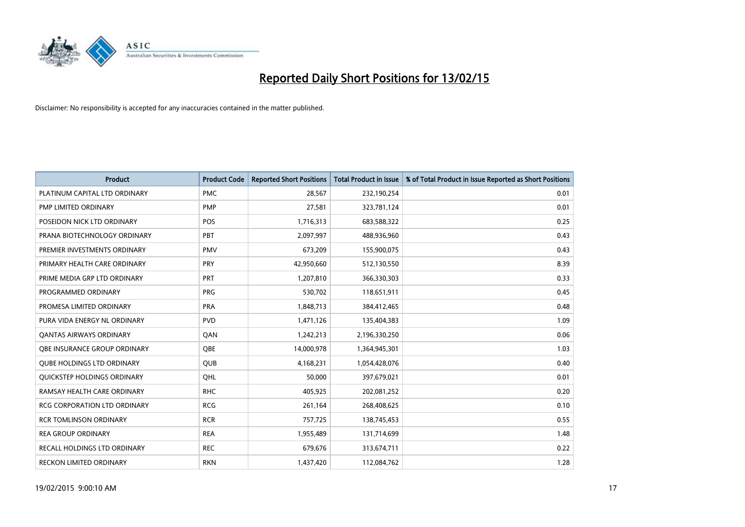# Reported Daily Short Positions for 13/02/15

Disclaimer: No responsibility is accepted for any inaccuracies contained in the matter published.

| Product | Product Code | Reported Short Positions | Total Product in Issue | % of Total Product in Issue Reported as Short Positions |
|---|---|---|---|---|
| PLATINUM CAPITAL LTD ORDINARY | PMC | 28,567 | 232,190,254 | 0.01 |
| PMP LIMITED ORDINARY | PMP | 27,581 | 323,781,124 | 0.01 |
| POSEIDON NICK LTD ORDINARY | POS | 1,716,313 | 683,588,322 | 0.25 |
| PRANA BIOTECHNOLOGY ORDINARY | PBT | 2,097,997 | 488,936,960 | 0.43 |
| PREMIER INVESTMENTS ORDINARY | PMV | 673,209 | 155,900,075 | 0.43 |
| PRIMARY HEALTH CARE ORDINARY | PRY | 42,950,660 | 512,130,550 | 8.39 |
| PRIME MEDIA GRP LTD ORDINARY | PRT | 1,207,810 | 366,330,303 | 0.33 |
| PROGRAMMED ORDINARY | PRG | 530,702 | 118,651,911 | 0.45 |
| PROMESA LIMITED ORDINARY | PRA | 1,848,713 | 384,412,465 | 0.48 |
| PURA VIDA ENERGY NL ORDINARY | PVD | 1,471,126 | 135,404,383 | 1.09 |
| QANTAS AIRWAYS ORDINARY | QAN | 1,242,213 | 2,196,330,250 | 0.06 |
| QBE INSURANCE GROUP ORDINARY | QBE | 14,000,978 | 1,364,945,301 | 1.03 |
| QUBE HOLDINGS LTD ORDINARY | QUB | 4,168,231 | 1,054,428,076 | 0.40 |
| QUICKSTEP HOLDINGS ORDINARY | QHL | 50,000 | 397,679,021 | 0.01 |
| RAMSAY HEALTH CARE ORDINARY | RHC | 405,925 | 202,081,252 | 0.20 |
| RCG CORPORATION LTD ORDINARY | RCG | 261,164 | 268,408,625 | 0.10 |
| RCR TOMLINSON ORDINARY | RCR | 757,725 | 138,745,453 | 0.55 |
| REA GROUP ORDINARY | REA | 1,955,489 | 131,714,699 | 1.48 |
| RECALL HOLDINGS LTD ORDINARY | REC | 679,676 | 313,674,711 | 0.22 |
| RECKON LIMITED ORDINARY | RKN | 1,437,420 | 112,084,762 | 1.28 |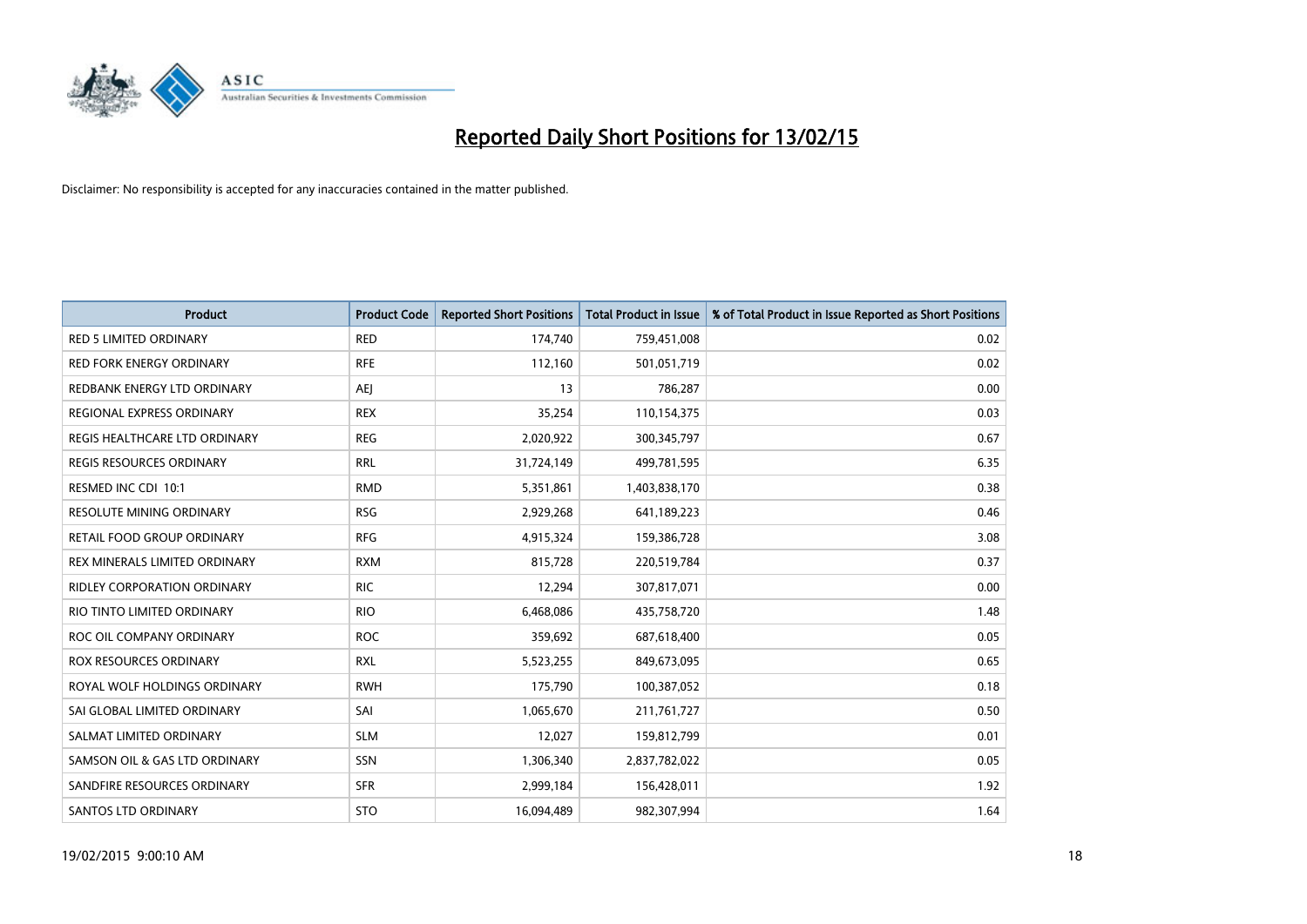# Reported Daily Short Positions for 13/02/15

Disclaimer: No responsibility is accepted for any inaccuracies contained in the matter published.

| Product | Product Code | Reported Short Positions | Total Product in Issue | % of Total Product in Issue Reported as Short Positions |
|---|---|---|---|---|
| RED 5 LIMITED ORDINARY | RED | 174,740 | 759,451,008 | 0.02 |
| RED FORK ENERGY ORDINARY | RFE | 112,160 | 501,051,719 | 0.02 |
| REDBANK ENERGY LTD ORDINARY | AEJ | 13 | 786,287 | 0.00 |
| REGIONAL EXPRESS ORDINARY | REX | 35,254 | 110,154,375 | 0.03 |
| REGIS HEALTHCARE LTD ORDINARY | REG | 2,020,922 | 300,345,797 | 0.67 |
| REGIS RESOURCES ORDINARY | RRL | 31,724,149 | 499,781,595 | 6.35 |
| RESMED INC CDI 10:1 | RMD | 5,351,861 | 1,403,838,170 | 0.38 |
| RESOLUTE MINING ORDINARY | RSG | 2,929,268 | 641,189,223 | 0.46 |
| RETAIL FOOD GROUP ORDINARY | RFG | 4,915,324 | 159,386,728 | 3.08 |
| REX MINERALS LIMITED ORDINARY | RXM | 815,728 | 220,519,784 | 0.37 |
| RIDLEY CORPORATION ORDINARY | RIC | 12,294 | 307,817,071 | 0.00 |
| RIO TINTO LIMITED ORDINARY | RIO | 6,468,086 | 435,758,720 | 1.48 |
| ROC OIL COMPANY ORDINARY | ROC | 359,692 | 687,618,400 | 0.05 |
| ROX RESOURCES ORDINARY | RXL | 5,523,255 | 849,673,095 | 0.65 |
| ROYAL WOLF HOLDINGS ORDINARY | RWH | 175,790 | 100,387,052 | 0.18 |
| SAI GLOBAL LIMITED ORDINARY | SAI | 1,065,670 | 211,761,727 | 0.50 |
| SALMAT LIMITED ORDINARY | SLM | 12,027 | 159,812,799 | 0.01 |
| SAMSON OIL & GAS LTD ORDINARY | SSN | 1,306,340 | 2,837,782,022 | 0.05 |
| SANDFIRE RESOURCES ORDINARY | SFR | 2,999,184 | 156,428,011 | 1.92 |
| SANTOS LTD ORDINARY | STO | 16,094,489 | 982,307,994 | 1.64 |

19/02/2015 9:00:10 AM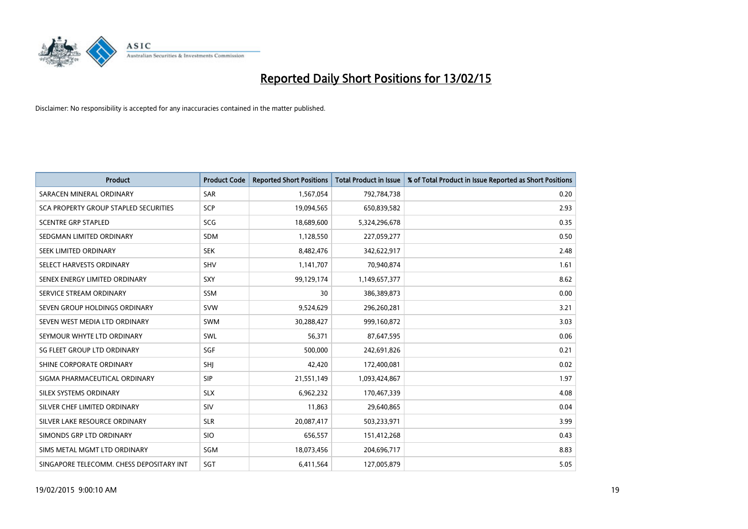# Reported Daily Short Positions for 13/02/15

Disclaimer: No responsibility is accepted for any inaccuracies contained in the matter published.

| Product | Product Code | Reported Short Positions | Total Product in Issue | % of Total Product in Issue Reported as Short Positions |
|---|---|---|---|---|
| SARACEN MINERAL ORDINARY | SAR | 1,567,054 | 792,784,738 | 0.20 |
| SCA PROPERTY GROUP STAPLED SECURITIES | SCP | 19,094,565 | 650,839,582 | 2.93 |
| SCENTRE GRP STAPLED | SCG | 18,689,600 | 5,324,296,678 | 0.35 |
| SEDGMAN LIMITED ORDINARY | SDM | 1,128,550 | 227,059,277 | 0.50 |
| SEEK LIMITED ORDINARY | SEK | 8,482,476 | 342,622,917 | 2.48 |
| SELECT HARVESTS ORDINARY | SHV | 1,141,707 | 70,940,874 | 1.61 |
| SENEX ENERGY LIMITED ORDINARY | SXY | 99,129,174 | 1,149,657,377 | 8.62 |
| SERVICE STREAM ORDINARY | SSM | 30 | 386,389,873 | 0.00 |
| SEVEN GROUP HOLDINGS ORDINARY | SVW | 9,524,629 | 296,260,281 | 3.21 |
| SEVEN WEST MEDIA LTD ORDINARY | SWM | 30,288,427 | 999,160,872 | 3.03 |
| SEYMOUR WHYTE LTD ORDINARY | SWL | 56,371 | 87,647,595 | 0.06 |
| SG FLEET GROUP LTD ORDINARY | SGF | 500,000 | 242,691,826 | 0.21 |
| SHINE CORPORATE ORDINARY | SHJ | 42,420 | 172,400,081 | 0.02 |
| SIGMA PHARMACEUTICAL ORDINARY | SIP | 21,551,149 | 1,093,424,867 | 1.97 |
| SILEX SYSTEMS ORDINARY | SLX | 6,962,232 | 170,467,339 | 4.08 |
| SILVER CHEF LIMITED ORDINARY | SIV | 11,863 | 29,640,865 | 0.04 |
| SILVER LAKE RESOURCE ORDINARY | SLR | 20,087,417 | 503,233,971 | 3.99 |
| SIMONDS GRP LTD ORDINARY | SIO | 656,557 | 151,412,268 | 0.43 |
| SIMS METAL MGMT LTD ORDINARY | SGM | 18,073,456 | 204,696,717 | 8.83 |
| SINGAPORE TELECOMM. CHESS DEPOSITARY INT | SGT | 6,411,564 | 127,005,879 | 5.05 |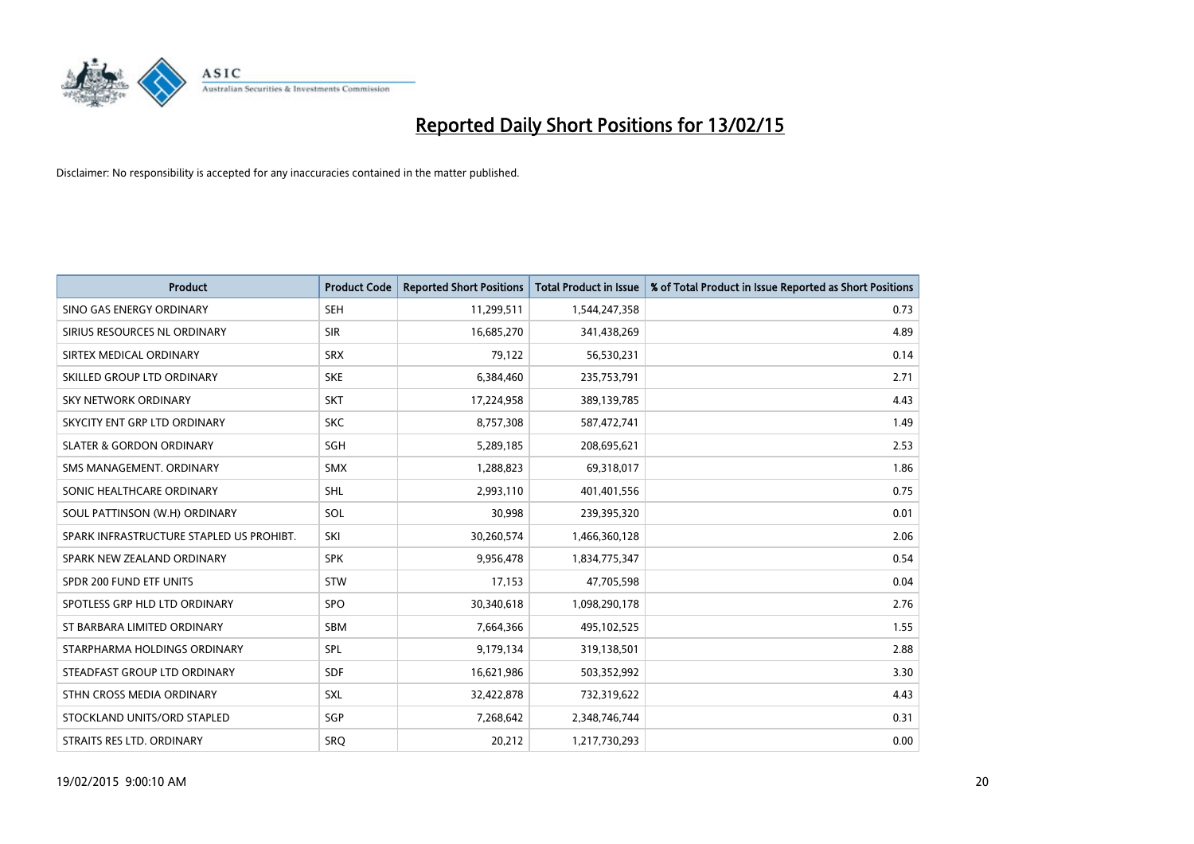# Reported Daily Short Positions for 13/02/15

Disclaimer: No responsibility is accepted for any inaccuracies contained in the matter published.

| Product | Product Code | Reported Short Positions | Total Product in Issue | % of Total Product in Issue Reported as Short Positions |
|---|---|---|---|---|
| SINO GAS ENERGY ORDINARY | SEH | 11,299,511 | 1,544,247,358 | 0.73 |
| SIRIUS RESOURCES NL ORDINARY | SIR | 16,685,270 | 341,438,269 | 4.89 |
| SIRTEX MEDICAL ORDINARY | SRX | 79,122 | 56,530,231 | 0.14 |
| SKILLED GROUP LTD ORDINARY | SKE | 6,384,460 | 235,753,791 | 2.71 |
| SKY NETWORK ORDINARY | SKT | 17,224,958 | 389,139,785 | 4.43 |
| SKYCITY ENT GRP LTD ORDINARY | SKC | 8,757,308 | 587,472,741 | 1.49 |
| SLATER & GORDON ORDINARY | SGH | 5,289,185 | 208,695,621 | 2.53 |
| SMS MANAGEMENT. ORDINARY | SMX | 1,288,823 | 69,318,017 | 1.86 |
| SONIC HEALTHCARE ORDINARY | SHL | 2,993,110 | 401,401,556 | 0.75 |
| SOUL PATTINSON (W.H) ORDINARY | SOL | 30,998 | 239,395,320 | 0.01 |
| SPARK INFRASTRUCTURE STAPLED US PROHIBT. | SKI | 30,260,574 | 1,466,360,128 | 2.06 |
| SPARK NEW ZEALAND ORDINARY | SPK | 9,956,478 | 1,834,775,347 | 0.54 |
| SPDR 200 FUND ETF UNITS | STW | 17,153 | 47,705,598 | 0.04 |
| SPOTLESS GRP HLD LTD ORDINARY | SPO | 30,340,618 | 1,098,290,178 | 2.76 |
| ST BARBARA LIMITED ORDINARY | SBM | 7,664,366 | 495,102,525 | 1.55 |
| STARPHARMA HOLDINGS ORDINARY | SPL | 9,179,134 | 319,138,501 | 2.88 |
| STEADFAST GROUP LTD ORDINARY | SDF | 16,621,986 | 503,352,992 | 3.30 |
| STHN CROSS MEDIA ORDINARY | SXL | 32,422,878 | 732,319,622 | 4.43 |
| STOCKLAND UNITS/ORD STAPLED | SGP | 7,268,642 | 2,348,746,744 | 0.31 |
| STRAITS RES LTD. ORDINARY | SRQ | 20,212 | 1,217,730,293 | 0.00 |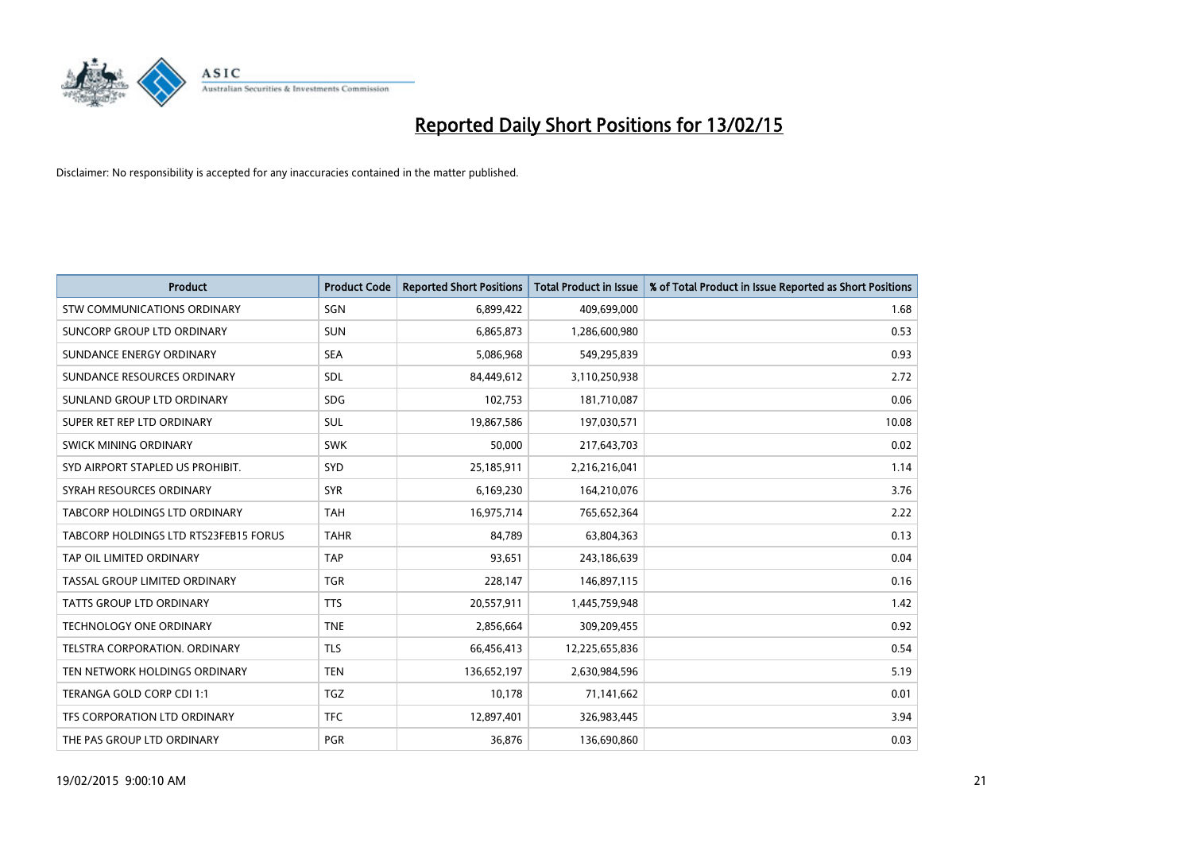# Reported Daily Short Positions for 13/02/15

Disclaimer: No responsibility is accepted for any inaccuracies contained in the matter published.

| Product | Product Code | Reported Short Positions | Total Product in Issue | % of Total Product in Issue Reported as Short Positions |
|---|---|---|---|---|
| STW COMMUNICATIONS ORDINARY | SGN | 6,899,422 | 409,699,000 | 1.68 |
| SUNCORP GROUP LTD ORDINARY | SUN | 6,865,873 | 1,286,600,980 | 0.53 |
| SUNDANCE ENERGY ORDINARY | SEA | 5,086,968 | 549,295,839 | 0.93 |
| SUNDANCE RESOURCES ORDINARY | SDL | 84,449,612 | 3,110,250,938 | 2.72 |
| SUNLAND GROUP LTD ORDINARY | SDG | 102,753 | 181,710,087 | 0.06 |
| SUPER RET REP LTD ORDINARY | SUL | 19,867,586 | 197,030,571 | 10.08 |
| SWICK MINING ORDINARY | SWK | 50,000 | 217,643,703 | 0.02 |
| SYD AIRPORT STAPLED US PROHIBIT. | SYD | 25,185,911 | 2,216,216,041 | 1.14 |
| SYRAH RESOURCES ORDINARY | SYR | 6,169,230 | 164,210,076 | 3.76 |
| TABCORP HOLDINGS LTD ORDINARY | TAH | 16,975,714 | 765,652,364 | 2.22 |
| TABCORP HOLDINGS LTD RTS23FEB15 FORUS | TAHR | 84,789 | 63,804,363 | 0.13 |
| TAP OIL LIMITED ORDINARY | TAP | 93,651 | 243,186,639 | 0.04 |
| TASSAL GROUP LIMITED ORDINARY | TGR | 228,147 | 146,897,115 | 0.16 |
| TATTS GROUP LTD ORDINARY | TTS | 20,557,911 | 1,445,759,948 | 1.42 |
| TECHNOLOGY ONE ORDINARY | TNE | 2,856,664 | 309,209,455 | 0.92 |
| TELSTRA CORPORATION. ORDINARY | TLS | 66,456,413 | 12,225,655,836 | 0.54 |
| TEN NETWORK HOLDINGS ORDINARY | TEN | 136,652,197 | 2,630,984,596 | 5.19 |
| TERANGA GOLD CORP CDI 1:1 | TGZ | 10,178 | 71,141,662 | 0.01 |
| TFS CORPORATION LTD ORDINARY | TFC | 12,897,401 | 326,983,445 | 3.94 |
| THE PAS GROUP LTD ORDINARY | PGR | 36,876 | 136,690,860 | 0.03 |

19/02/2015 9:00:10 AM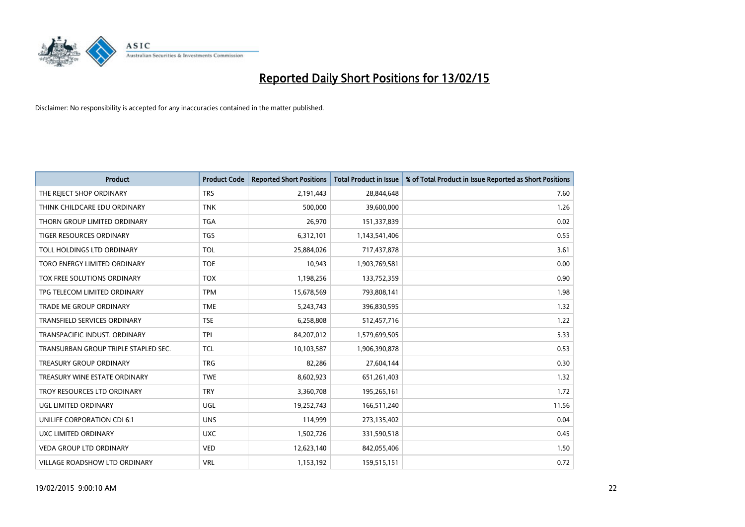# Reported Daily Short Positions for 13/02/15

Disclaimer: No responsibility is accepted for any inaccuracies contained in the matter published.

| Product | Product Code | Reported Short Positions | Total Product in Issue | % of Total Product in Issue Reported as Short Positions |
|---|---|---|---|---|
| THE REJECT SHOP ORDINARY | TRS | 2,191,443 | 28,844,648 | 7.60 |
| THINK CHILDCARE EDU ORDINARY | TNK | 500,000 | 39,600,000 | 1.26 |
| THORN GROUP LIMITED ORDINARY | TGA | 26,970 | 151,337,839 | 0.02 |
| TIGER RESOURCES ORDINARY | TGS | 6,312,101 | 1,143,541,406 | 0.55 |
| TOLL HOLDINGS LTD ORDINARY | TOL | 25,884,026 | 717,437,878 | 3.61 |
| TORO ENERGY LIMITED ORDINARY | TOE | 10,943 | 1,903,769,581 | 0.00 |
| TOX FREE SOLUTIONS ORDINARY | TOX | 1,198,256 | 133,752,359 | 0.90 |
| TPG TELECOM LIMITED ORDINARY | TPM | 15,678,569 | 793,808,141 | 1.98 |
| TRADE ME GROUP ORDINARY | TME | 5,243,743 | 396,830,595 | 1.32 |
| TRANSFIELD SERVICES ORDINARY | TSE | 6,258,808 | 512,457,716 | 1.22 |
| TRANSPACIFIC INDUST. ORDINARY | TPI | 84,207,012 | 1,579,699,505 | 5.33 |
| TRANSURBAN GROUP TRIPLE STAPLED SEC. | TCL | 10,103,587 | 1,906,390,878 | 0.53 |
| TREASURY GROUP ORDINARY | TRG | 82,286 | 27,604,144 | 0.30 |
| TREASURY WINE ESTATE ORDINARY | TWE | 8,602,923 | 651,261,403 | 1.32 |
| TROY RESOURCES LTD ORDINARY | TRY | 3,360,708 | 195,265,161 | 1.72 |
| UGL LIMITED ORDINARY | UGL | 19,252,743 | 166,511,240 | 11.56 |
| UNILIFE CORPORATION CDI 6:1 | UNS | 114,999 | 273,135,402 | 0.04 |
| UXC LIMITED ORDINARY | UXC | 1,502,726 | 331,590,518 | 0.45 |
| VEDA GROUP LTD ORDINARY | VED | 12,623,140 | 842,055,406 | 1.50 |
| VILLAGE ROADSHOW LTD ORDINARY | VRL | 1,153,192 | 159,515,151 | 0.72 |

19/02/2015 9:00:10 AM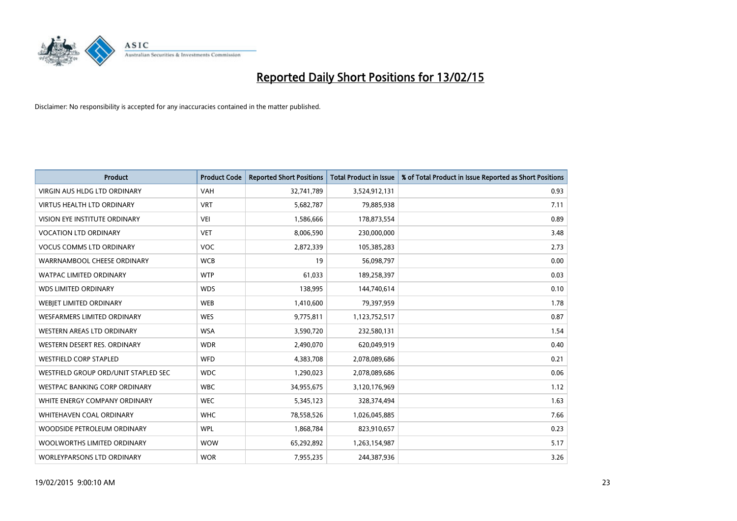# Reported Daily Short Positions for 13/02/15

Disclaimer: No responsibility is accepted for any inaccuracies contained in the matter published.

| Product | Product Code | Reported Short Positions | Total Product in Issue | % of Total Product in Issue Reported as Short Positions |
|---|---|---|---|---|
| VIRGIN AUS HLDG LTD ORDINARY | VAH | 32,741,789 | 3,524,912,131 | 0.93 |
| VIRTUS HEALTH LTD ORDINARY | VRT | 5,682,787 | 79,885,938 | 7.11 |
| VISION EYE INSTITUTE ORDINARY | VEI | 1,586,666 | 178,873,554 | 0.89 |
| VOCATION LTD ORDINARY | VET | 8,006,590 | 230,000,000 | 3.48 |
| VOCUS COMMS LTD ORDINARY | VOC | 2,872,339 | 105,385,283 | 2.73 |
| WARRNAMBOOL CHEESE ORDINARY | WCB | 19 | 56,098,797 | 0.00 |
| WATPAC LIMITED ORDINARY | WTP | 61,033 | 189,258,397 | 0.03 |
| WDS LIMITED ORDINARY | WDS | 138,995 | 144,740,614 | 0.10 |
| WEBJET LIMITED ORDINARY | WEB | 1,410,600 | 79,397,959 | 1.78 |
| WESFARMERS LIMITED ORDINARY | WES | 9,775,811 | 1,123,752,517 | 0.87 |
| WESTERN AREAS LTD ORDINARY | WSA | 3,590,720 | 232,580,131 | 1.54 |
| WESTERN DESERT RES. ORDINARY | WDR | 2,490,070 | 620,049,919 | 0.40 |
| WESTFIELD CORP STAPLED | WFD | 4,383,708 | 2,078,089,686 | 0.21 |
| WESTFIELD GROUP ORD/UNIT STAPLED SEC | WDC | 1,290,023 | 2,078,089,686 | 0.06 |
| WESTPAC BANKING CORP ORDINARY | WBC | 34,955,675 | 3,120,176,969 | 1.12 |
| WHITE ENERGY COMPANY ORDINARY | WEC | 5,345,123 | 328,374,494 | 1.63 |
| WHITEHAVEN COAL ORDINARY | WHC | 78,558,526 | 1,026,045,885 | 7.66 |
| WOODSIDE PETROLEUM ORDINARY | WPL | 1,868,784 | 823,910,657 | 0.23 |
| WOOLWORTHS LIMITED ORDINARY | WOW | 65,292,892 | 1,263,154,987 | 5.17 |
| WORLEYPARSONS LTD ORDINARY | WOR | 7,955,235 | 244,387,936 | 3.26 |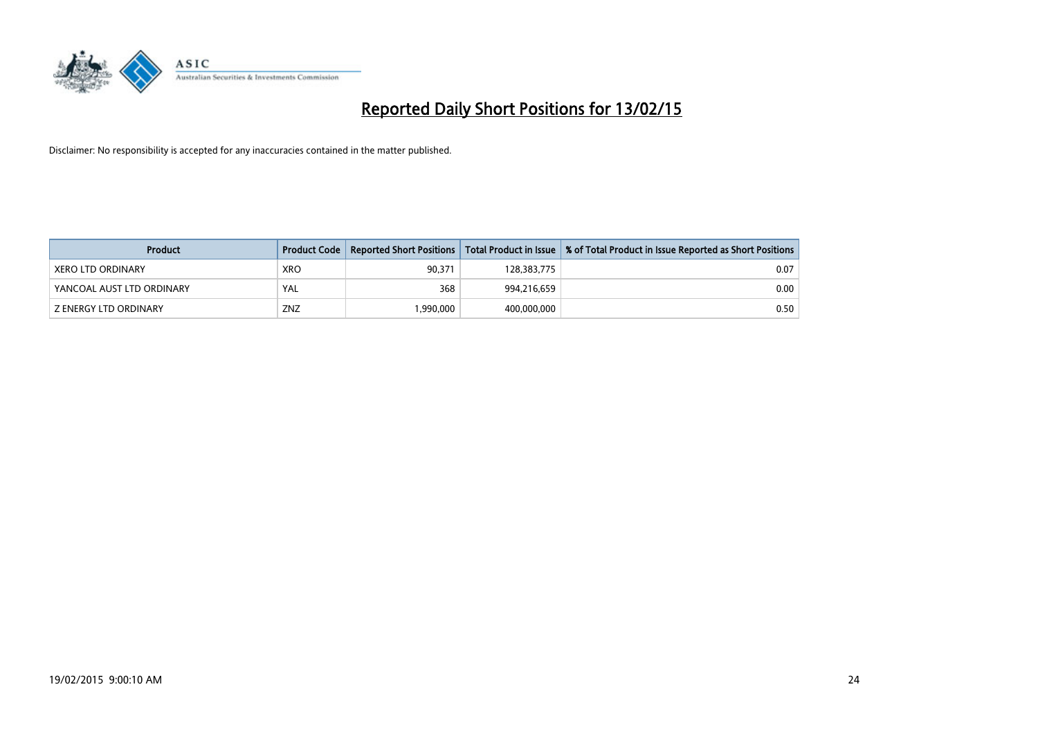# Reported Daily Short Positions for 13/02/15

Disclaimer: No responsibility is accepted for any inaccuracies contained in the matter published.

| Product | Product Code | Reported Short Positions | Total Product in Issue | % of Total Product in Issue Reported as Short Positions |
|---|---|---|---|---|
| XERO LTD ORDINARY | XRO | 90,371 | 128,383,775 | 0.07 |
| YANCOAL AUST LTD ORDINARY | YAL | 368 | 994,216,659 | 0.00 |
| Z ENERGY LTD ORDINARY | ZNZ | 1,990,000 | 400,000,000 | 0.50 |

19/02/2015 9:00:10 AM